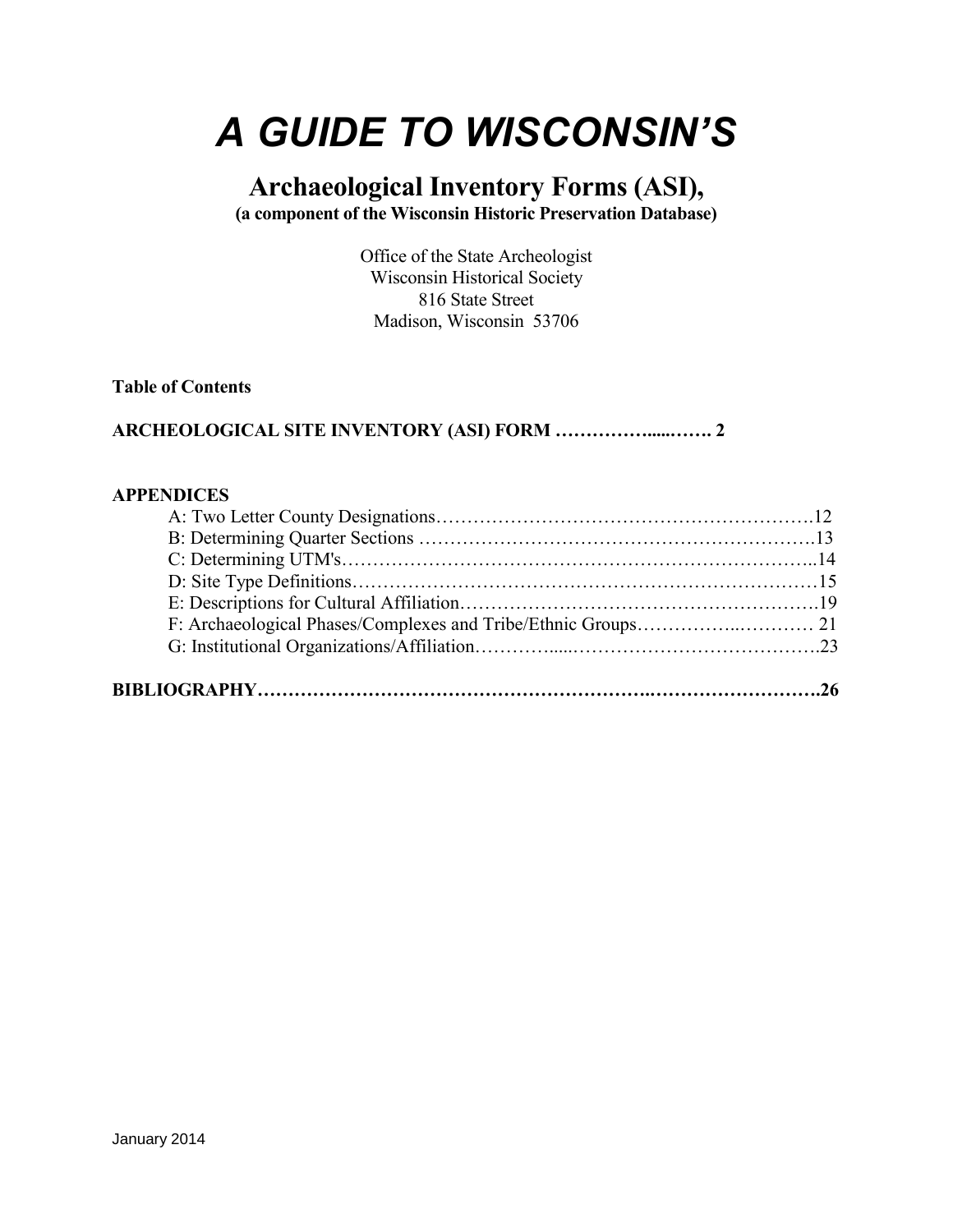# *A GUIDE TO WISCONSIN'S*

## Archaeological Inventory Forms (ASI),

**(a component of the Wisconsin Historic Preservation Database)**

Office of the State Archeologist
Wisconsin Historical Society
816 State Street
Madison, Wisconsin 53706

**Table of Contents**

**ARCHEOLOGICAL SITE INVENTORY (ASI) FORM …………….....……. 2**

**APPENDICES**

- A: Two Letter County Designations…………………………………………………….12
- B: Determining Quarter Sections ……………………………………………………….13
- C: Determining UTM's…………………………………………………………………...14
- D: Site Type Definitions…………………………………………………………………15
- E: Descriptions for Cultural Affiliation………………………………………………….19
- F: Archaeological Phases/Complexes and Tribe/Ethnic Groups……………..………… 21
- G: Institutional Organizations/Affiliation…………....…………………………………23

**BIBLIOGRAPHY……………………………………………………..……………………..26**

January 2014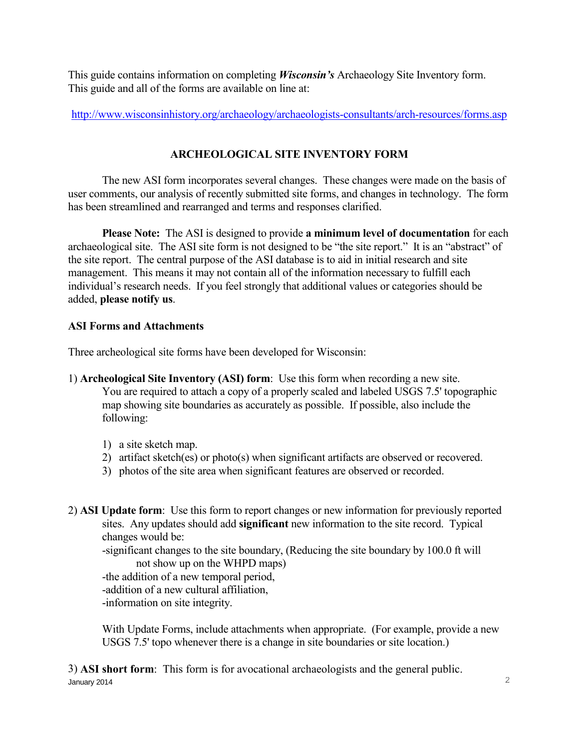This guide contains information on completing ***Wisconsin's*** Archaeology Site Inventory form. This guide and all of the forms are available on line at:

http://www.wisconsinhistory.org/archaeology/archaeologists-consultants/arch-resources/forms.asp

## ARCHEOLOGICAL SITE INVENTORY FORM

The new ASI form incorporates several changes. These changes were made on the basis of user comments, our analysis of recently submitted site forms, and changes in technology. The form has been streamlined and rearranged and terms and responses clarified.

**Please Note:** The ASI is designed to provide **a minimum level of documentation** for each archaeological site. The ASI site form is not designed to be "the site report." It is an "abstract" of the site report. The central purpose of the ASI database is to aid in initial research and site management. This means it may not contain all of the information necessary to fulfill each individual's research needs. If you feel strongly that additional values or categories should be added, **please notify us**.

### ASI Forms and Attachments

Three archeological site forms have been developed for Wisconsin:

1) **Archeological Site Inventory (ASI) form**: Use this form when recording a new site. You are required to attach a copy of a properly scaled and labeled USGS 7.5' topographic map showing site boundaries as accurately as possible. If possible, also include the following:

   1) a site sketch map.
   2) artifact sketch(es) or photo(s) when significant artifacts are observed or recovered.
   3) photos of the site area when significant features are observed or recorded.

2) **ASI Update form**: Use this form to report changes or new information for previously reported sites. Any updates should add **significant** new information to the site record. Typical changes would be:

   -significant changes to the site boundary, (Reducing the site boundary by 100.0 ft will not show up on the WHPD maps)
   -the addition of a new temporal period,
   -addition of a new cultural affiliation,
   -information on site integrity.

   With Update Forms, include attachments when appropriate. (For example, provide a new USGS 7.5' topo whenever there is a change in site boundaries or site location.)

3) **ASI short form**: This form is for avocational archaeologists and the general public.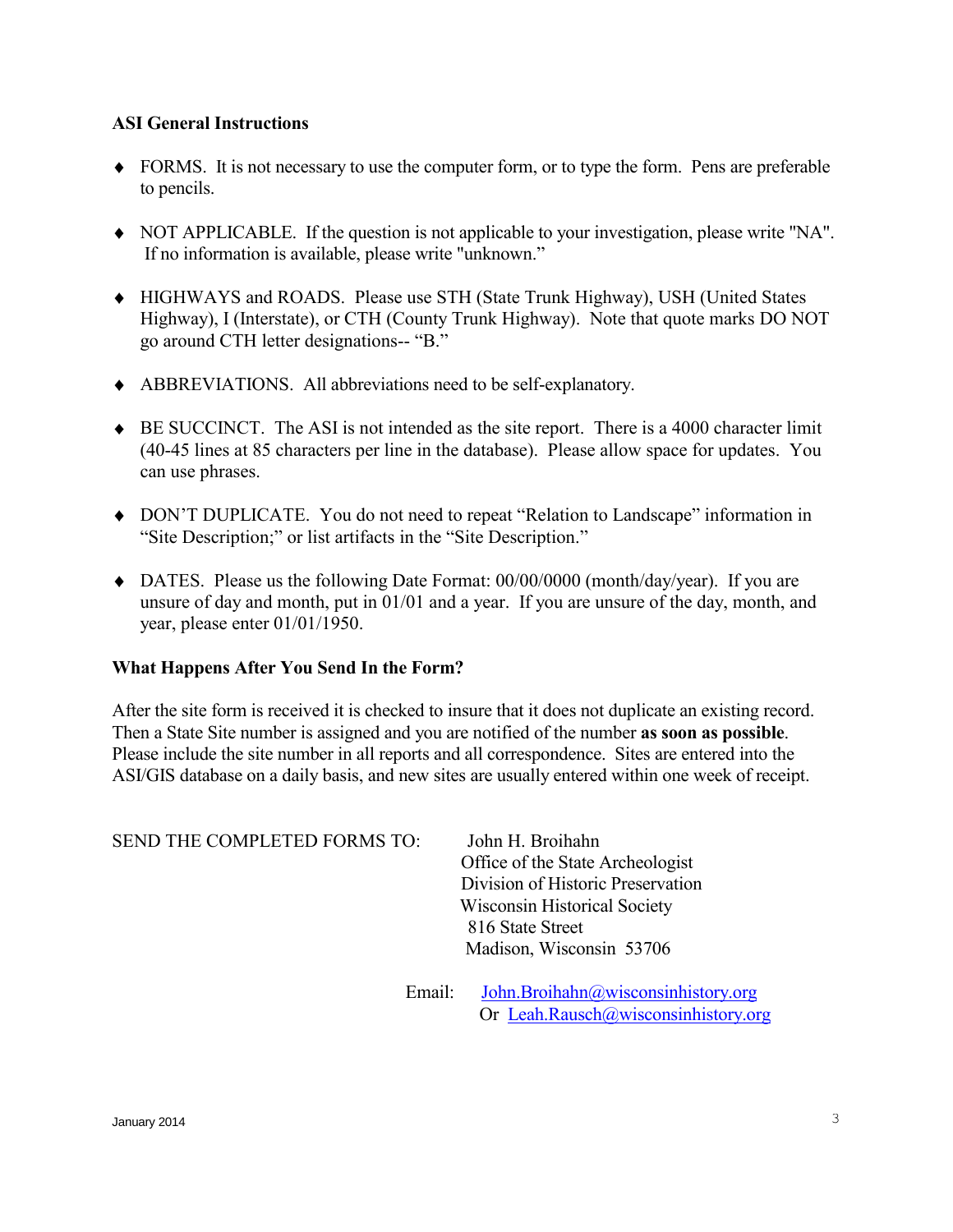**ASI General Instructions**

- FORMS. It is not necessary to use the computer form, or to type the form. Pens are preferable to pencils.
- NOT APPLICABLE. If the question is not applicable to your investigation, please write "NA". If no information is available, please write "unknown."
- HIGHWAYS and ROADS. Please use STH (State Trunk Highway), USH (United States Highway), I (Interstate), or CTH (County Trunk Highway). Note that quote marks DO NOT go around CTH letter designations-- "B."
- ABBREVIATIONS. All abbreviations need to be self-explanatory.
- BE SUCCINCT. The ASI is not intended as the site report. There is a 4000 character limit (40-45 lines at 85 characters per line in the database). Please allow space for updates. You can use phrases.
- DON'T DUPLICATE. You do not need to repeat "Relation to Landscape" information in "Site Description;" or list artifacts in the "Site Description."
- DATES. Please us the following Date Format: 00/00/0000 (month/day/year). If you are unsure of day and month, put in 01/01 and a year. If you are unsure of the day, month, and year, please enter 01/01/1950.

**What Happens After You Send In the Form?**

After the site form is received it is checked to insure that it does not duplicate an existing record. Then a State Site number is assigned and you are notified of the number **as soon as possible**. Please include the site number in all reports and all correspondence. Sites are entered into the ASI/GIS database on a daily basis, and new sites are usually entered within one week of receipt.

SEND THE COMPLETED FORMS TO:

John H. Broihahn
Office of the State Archeologist
Division of Historic Preservation
Wisconsin Historical Society
816 State Street
Madison, Wisconsin 53706

Email: John.Broihahn@wisconsinhistory.org
Or Leah.Rausch@wisconsinhistory.org

January 2014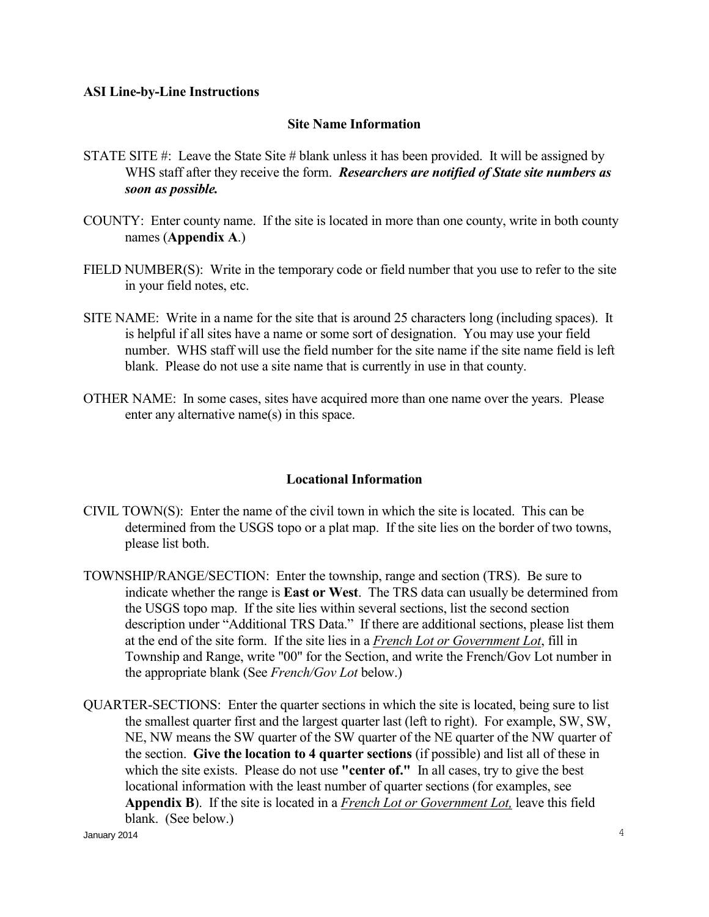**ASI Line-by-Line Instructions**

## Site Name Information

STATE SITE #: Leave the State Site # blank unless it has been provided. It will be assigned by WHS staff after they receive the form. ***Researchers are notified of State site numbers as soon as possible.***

COUNTY: Enter county name. If the site is located in more than one county, write in both county names (**Appendix A**.)

FIELD NUMBER(S): Write in the temporary code or field number that you use to refer to the site in your field notes, etc.

SITE NAME: Write in a name for the site that is around 25 characters long (including spaces). It is helpful if all sites have a name or some sort of designation. You may use your field number. WHS staff will use the field number for the site name if the site name field is left blank. Please do not use a site name that is currently in use in that county.

OTHER NAME: In some cases, sites have acquired more than one name over the years. Please enter any alternative name(s) in this space.

## Locational Information

CIVIL TOWN(S): Enter the name of the civil town in which the site is located. This can be determined from the USGS topo or a plat map. If the site lies on the border of two towns, please list both.

TOWNSHIP/RANGE/SECTION: Enter the township, range and section (TRS). Be sure to indicate whether the range is **East or West**. The TRS data can usually be determined from the USGS topo map. If the site lies within several sections, list the second section description under "Additional TRS Data." If there are additional sections, please list them at the end of the site form. If the site lies in a <u>*French Lot or Government Lot*</u>, fill in Township and Range, write "00" for the Section, and write the French/Gov Lot number in the appropriate blank (See *French/Gov Lot* below.)

QUARTER-SECTIONS: Enter the quarter sections in which the site is located, being sure to list the smallest quarter first and the largest quarter last (left to right). For example, SW, SW, NE, NW means the SW quarter of the SW quarter of the NE quarter of the NW quarter of the section. **Give the location to 4 quarter sections** (if possible) and list all of these in which the site exists. Please do not use **"center of."** In all cases, try to give the best locational information with the least number of quarter sections (for examples, see **Appendix B**). If the site is located in a <u>*French Lot or Government Lot,*</u> leave this field blank. (See below.)

January 2014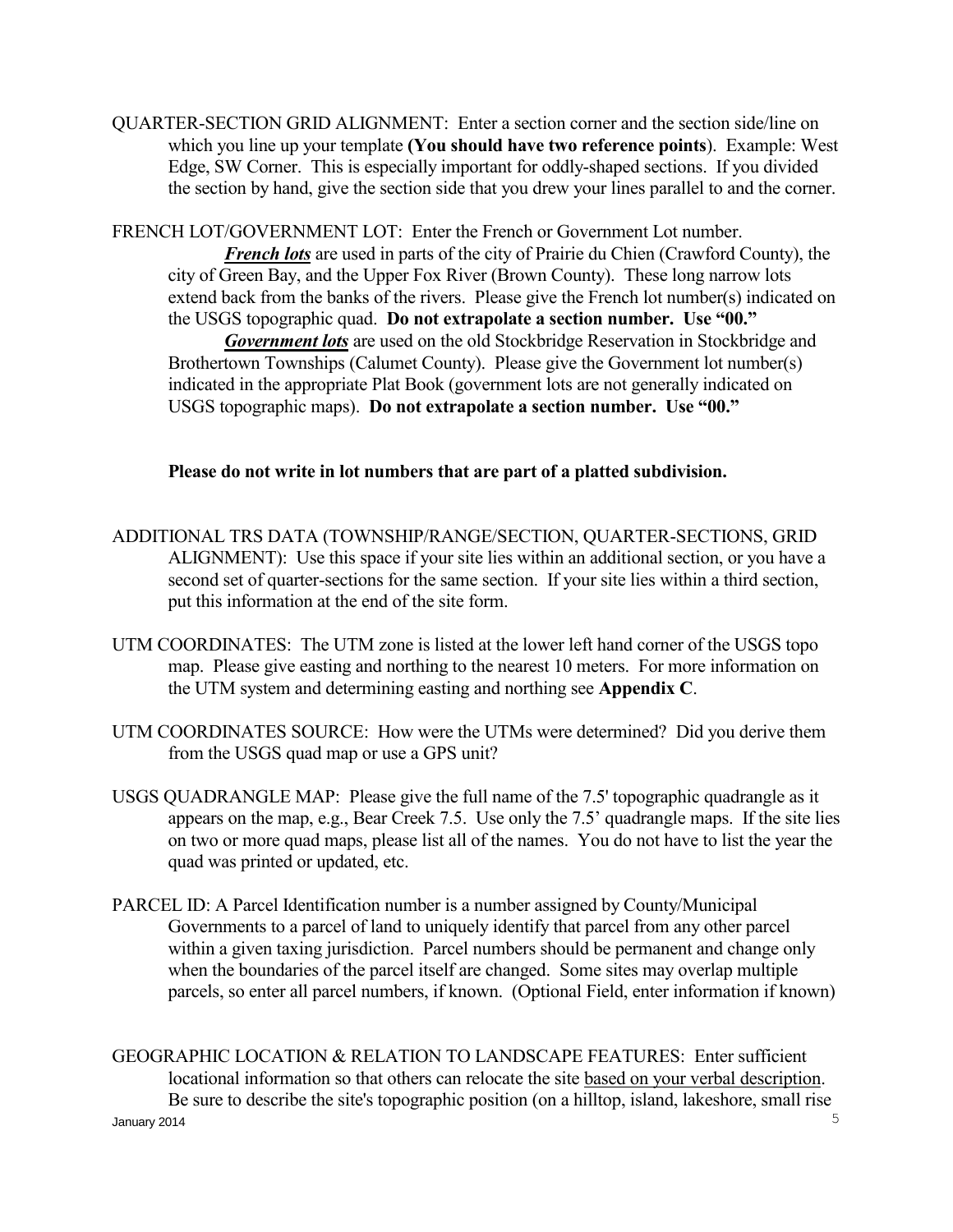QUARTER-SECTION GRID ALIGNMENT: Enter a section corner and the section side/line on which you line up your template **(You should have two reference points**). Example: West Edge, SW Corner. This is especially important for oddly-shaped sections. If you divided the section by hand, give the section side that you drew your lines parallel to and the corner.

FRENCH LOT/GOVERNMENT LOT: Enter the French or Government Lot number.

***French lots*** are used in parts of the city of Prairie du Chien (Crawford County), the city of Green Bay, and the Upper Fox River (Brown County). These long narrow lots extend back from the banks of the rivers. Please give the French lot number(s) indicated on the USGS topographic quad. **Do not extrapolate a section number. Use "00."**

***Government lots*** are used on the old Stockbridge Reservation in Stockbridge and Brothertown Townships (Calumet County). Please give the Government lot number(s) indicated in the appropriate Plat Book (government lots are not generally indicated on USGS topographic maps). **Do not extrapolate a section number. Use "00."**

**Please do not write in lot numbers that are part of a platted subdivision.**

ADDITIONAL TRS DATA (TOWNSHIP/RANGE/SECTION, QUARTER-SECTIONS, GRID ALIGNMENT): Use this space if your site lies within an additional section, or you have a second set of quarter-sections for the same section. If your site lies within a third section, put this information at the end of the site form.

UTM COORDINATES: The UTM zone is listed at the lower left hand corner of the USGS topo map. Please give easting and northing to the nearest 10 meters. For more information on the UTM system and determining easting and northing see **Appendix C**.

UTM COORDINATES SOURCE: How were the UTMs were determined? Did you derive them from the USGS quad map or use a GPS unit?

USGS QUADRANGLE MAP: Please give the full name of the 7.5' topographic quadrangle as it appears on the map, e.g., Bear Creek 7.5. Use only the 7.5' quadrangle maps. If the site lies on two or more quad maps, please list all of the names. You do not have to list the year the quad was printed or updated, etc.

PARCEL ID: A Parcel Identification number is a number assigned by County/Municipal Governments to a parcel of land to uniquely identify that parcel from any other parcel within a given taxing jurisdiction. Parcel numbers should be permanent and change only when the boundaries of the parcel itself are changed. Some sites may overlap multiple parcels, so enter all parcel numbers, if known. (Optional Field, enter information if known)

GEOGRAPHIC LOCATION & RELATION TO LANDSCAPE FEATURES: Enter sufficient locational information so that others can relocate the site <u>based on your verbal description</u>. Be sure to describe the site's topographic position (on a hilltop, island, lakeshore, small rise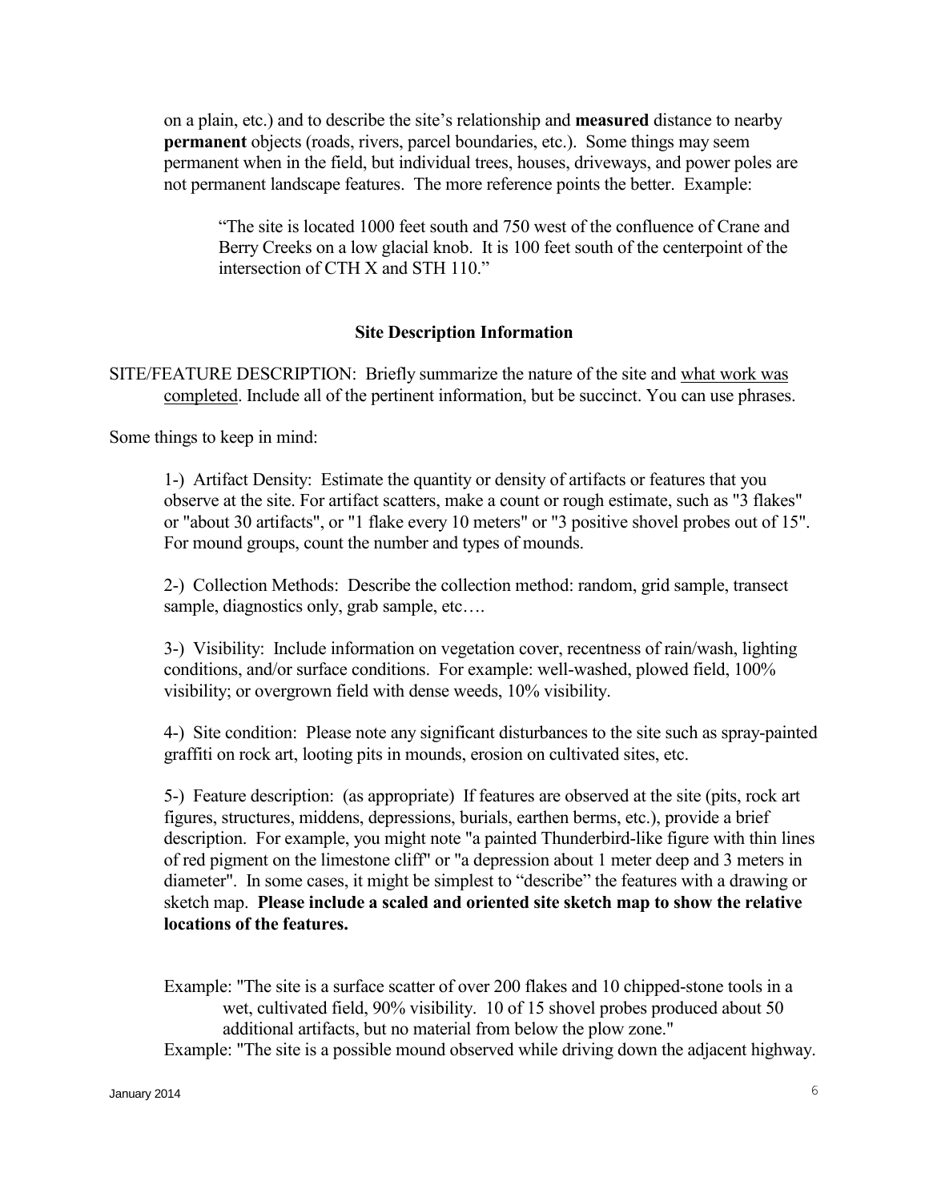on a plain, etc.) and to describe the site's relationship and **measured** distance to nearby **permanent** objects (roads, rivers, parcel boundaries, etc.). Some things may seem permanent when in the field, but individual trees, houses, driveways, and power poles are not permanent landscape features. The more reference points the better. Example:

> "The site is located 1000 feet south and 750 west of the confluence of Crane and Berry Creeks on a low glacial knob. It is 100 feet south of the centerpoint of the intersection of CTH X and STH 110."

### Site Description Information

SITE/FEATURE DESCRIPTION: Briefly summarize the nature of the site and <u>what work was completed</u>. Include all of the pertinent information, but be succinct. You can use phrases.

Some things to keep in mind:

1-) Artifact Density: Estimate the quantity or density of artifacts or features that you observe at the site. For artifact scatters, make a count or rough estimate, such as "3 flakes" or "about 30 artifacts", or "1 flake every 10 meters" or "3 positive shovel probes out of 15". For mound groups, count the number and types of mounds.

2-) Collection Methods: Describe the collection method: random, grid sample, transect sample, diagnostics only, grab sample, etc….

3-) Visibility: Include information on vegetation cover, recentness of rain/wash, lighting conditions, and/or surface conditions. For example: well-washed, plowed field, 100% visibility; or overgrown field with dense weeds, 10% visibility.

4-) Site condition: Please note any significant disturbances to the site such as spray-painted graffiti on rock art, looting pits in mounds, erosion on cultivated sites, etc.

5-) Feature description: (as appropriate) If features are observed at the site (pits, rock art figures, structures, middens, depressions, burials, earthen berms, etc.), provide a brief description. For example, you might note "a painted Thunderbird-like figure with thin lines of red pigment on the limestone cliff" or "a depression about 1 meter deep and 3 meters in diameter". In some cases, it might be simplest to "describe" the features with a drawing or sketch map. **Please include a scaled and oriented site sketch map to show the relative locations of the features.**

Example: "The site is a surface scatter of over 200 flakes and 10 chipped-stone tools in a wet, cultivated field, 90% visibility. 10 of 15 shovel probes produced about 50 additional artifacts, but no material from below the plow zone."

Example: "The site is a possible mound observed while driving down the adjacent highway.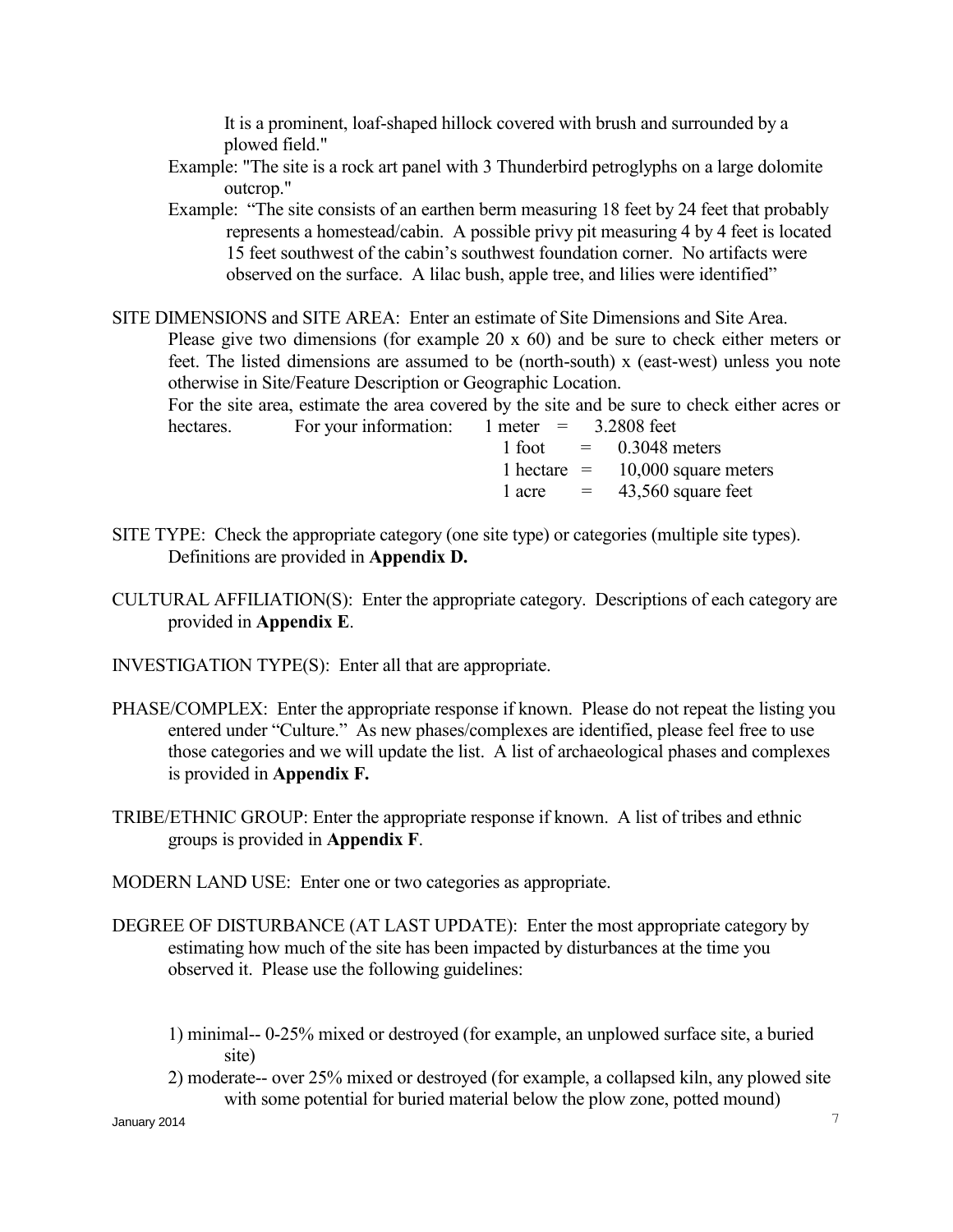It is a prominent, loaf-shaped hillock covered with brush and surrounded by a plowed field."

Example: "The site is a rock art panel with 3 Thunderbird petroglyphs on a large dolomite outcrop."

Example: "The site consists of an earthen berm measuring 18 feet by 24 feet that probably represents a homestead/cabin. A possible privy pit measuring 4 by 4 feet is located 15 feet southwest of the cabin's southwest foundation corner. No artifacts were observed on the surface. A lilac bush, apple tree, and lilies were identified"

SITE DIMENSIONS and SITE AREA: Enter an estimate of Site Dimensions and Site Area. Please give two dimensions (for example 20 x 60) and be sure to check either meters or feet. The listed dimensions are assumed to be (north-south) x (east-west) unless you note otherwise in Site/Feature Description or Geographic Location.

For the site area, estimate the area covered by the site and be sure to check either acres or hectares. For your information:

1 meter = 3.2808 feet
1 foot = 0.3048 meters
1 hectare = 10,000 square meters
1 acre = 43,560 square feet

SITE TYPE: Check the appropriate category (one site type) or categories (multiple site types). Definitions are provided in **Appendix D.**

CULTURAL AFFILIATION(S): Enter the appropriate category. Descriptions of each category are provided in **Appendix E**.

INVESTIGATION TYPE(S): Enter all that are appropriate.

PHASE/COMPLEX: Enter the appropriate response if known. Please do not repeat the listing you entered under "Culture." As new phases/complexes are identified, please feel free to use those categories and we will update the list. A list of archaeological phases and complexes is provided in **Appendix F.**

TRIBE/ETHNIC GROUP: Enter the appropriate response if known. A list of tribes and ethnic groups is provided in **Appendix F**.

MODERN LAND USE: Enter one or two categories as appropriate.

DEGREE OF DISTURBANCE (AT LAST UPDATE): Enter the most appropriate category by estimating how much of the site has been impacted by disturbances at the time you observed it. Please use the following guidelines:

1) minimal-- 0-25% mixed or destroyed (for example, an unplowed surface site, a buried site)
2) moderate-- over 25% mixed or destroyed (for example, a collapsed kiln, any plowed site with some potential for buried material below the plow zone, potted mound)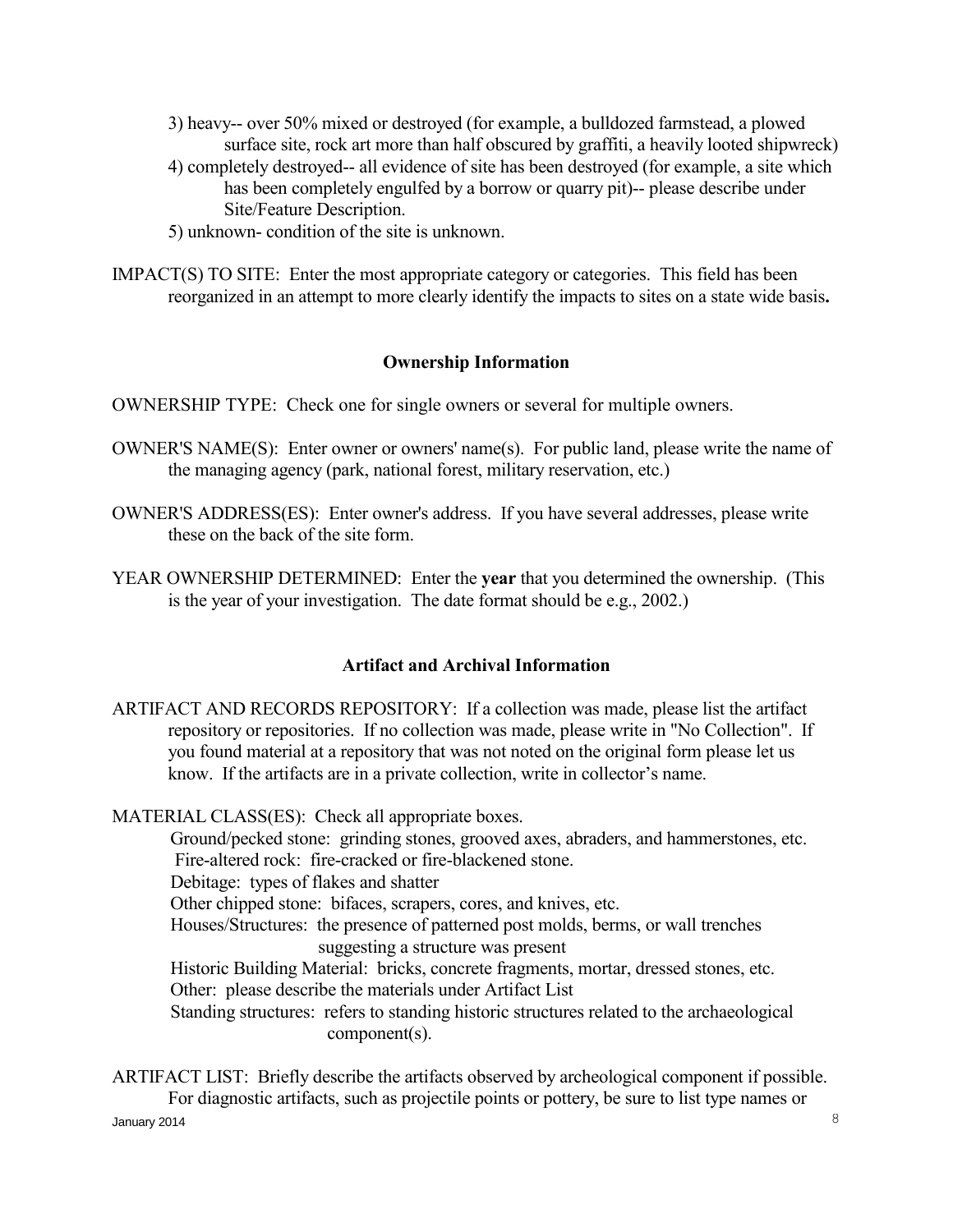3) heavy-- over 50% mixed or destroyed (for example, a bulldozed farmstead, a plowed surface site, rock art more than half obscured by graffiti, a heavily looted shipwreck)

4) completely destroyed-- all evidence of site has been destroyed (for example, a site which has been completely engulfed by a borrow or quarry pit)-- please describe under Site/Feature Description.

5) unknown- condition of the site is unknown.

IMPACT(S) TO SITE: Enter the most appropriate category or categories. This field has been reorganized in an attempt to more clearly identify the impacts to sites on a state wide basis**.**

### Ownership Information

OWNERSHIP TYPE: Check one for single owners or several for multiple owners.

OWNER'S NAME(S): Enter owner or owners' name(s). For public land, please write the name of the managing agency (park, national forest, military reservation, etc.)

OWNER'S ADDRESS(ES): Enter owner's address. If you have several addresses, please write these on the back of the site form.

YEAR OWNERSHIP DETERMINED: Enter the **year** that you determined the ownership. (This is the year of your investigation. The date format should be e.g., 2002.)

### Artifact and Archival Information

ARTIFACT AND RECORDS REPOSITORY: If a collection was made, please list the artifact repository or repositories. If no collection was made, please write in "No Collection". If you found material at a repository that was not noted on the original form please let us know. If the artifacts are in a private collection, write in collector's name.

MATERIAL CLASS(ES): Check all appropriate boxes.

Ground/pecked stone: grinding stones, grooved axes, abraders, and hammerstones, etc.
Fire-altered rock: fire-cracked or fire-blackened stone.
Debitage: types of flakes and shatter
Other chipped stone: bifaces, scrapers, cores, and knives, etc.
Houses/Structures: the presence of patterned post molds, berms, or wall trenches suggesting a structure was present
Historic Building Material: bricks, concrete fragments, mortar, dressed stones, etc.
Other: please describe the materials under Artifact List
Standing structures: refers to standing historic structures related to the archaeological component(s).

ARTIFACT LIST: Briefly describe the artifacts observed by archeological component if possible. For diagnostic artifacts, such as projectile points or pottery, be sure to list type names or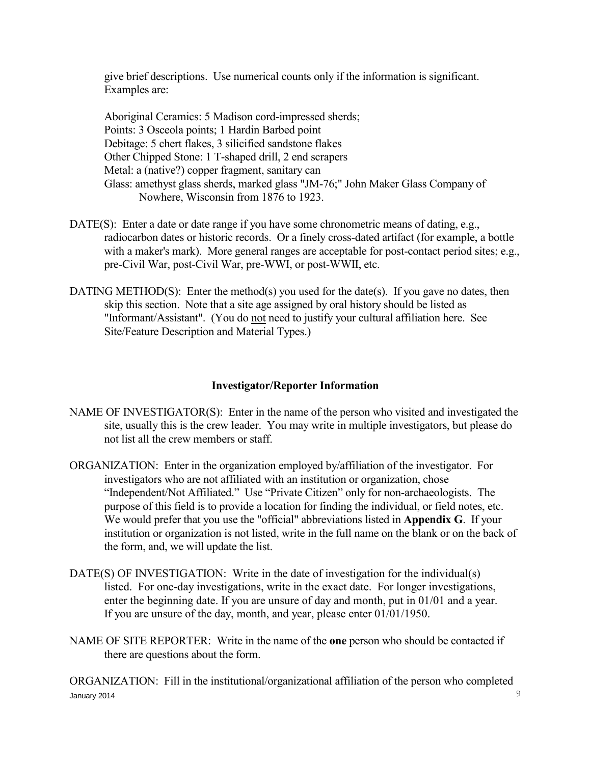give brief descriptions. Use numerical counts only if the information is significant. Examples are:

Aboriginal Ceramics: 5 Madison cord-impressed sherds;
Points: 3 Osceola points; 1 Hardin Barbed point
Debitage: 5 chert flakes, 3 silicified sandstone flakes
Other Chipped Stone: 1 T-shaped drill, 2 end scrapers
Metal: a (native?) copper fragment, sanitary can
Glass: amethyst glass sherds, marked glass "JM-76;" John Maker Glass Company of Nowhere, Wisconsin from 1876 to 1923.

DATE(S): Enter a date or date range if you have some chronometric means of dating, e.g., radiocarbon dates or historic records. Or a finely cross-dated artifact (for example, a bottle with a maker's mark). More general ranges are acceptable for post-contact period sites; e.g., pre-Civil War, post-Civil War, pre-WWI, or post-WWII, etc.

DATING METHOD(S): Enter the method(s) you used for the date(s). If you gave no dates, then skip this section. Note that a site age assigned by oral history should be listed as "Informant/Assistant". (You do <u>not</u> need to justify your cultural affiliation here. See Site/Feature Description and Material Types.)

### Investigator/Reporter Information

NAME OF INVESTIGATOR(S): Enter in the name of the person who visited and investigated the site, usually this is the crew leader. You may write in multiple investigators, but please do not list all the crew members or staff.

ORGANIZATION: Enter in the organization employed by/affiliation of the investigator. For investigators who are not affiliated with an institution or organization, chose "Independent/Not Affiliated." Use "Private Citizen" only for non-archaeologists. The purpose of this field is to provide a location for finding the individual, or field notes, etc. We would prefer that you use the "official" abbreviations listed in **Appendix G**. If your institution or organization is not listed, write in the full name on the blank or on the back of the form, and, we will update the list.

DATE(S) OF INVESTIGATION: Write in the date of investigation for the individual(s) listed. For one-day investigations, write in the exact date. For longer investigations, enter the beginning date. If you are unsure of day and month, put in 01/01 and a year. If you are unsure of the day, month, and year, please enter 01/01/1950.

NAME OF SITE REPORTER: Write in the name of the **one** person who should be contacted if there are questions about the form.

ORGANIZATION: Fill in the institutional/organizational affiliation of the person who completed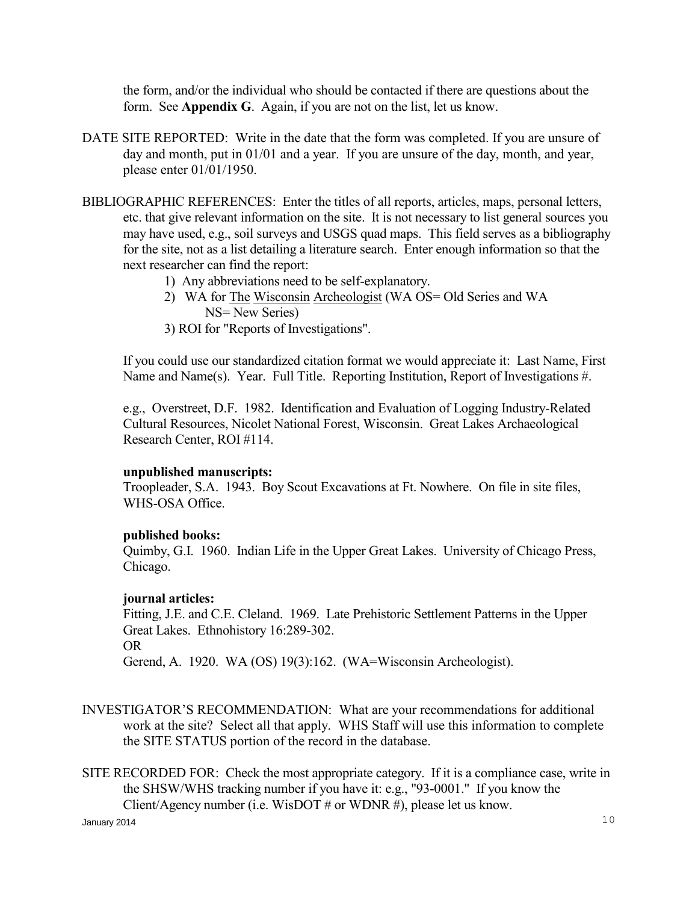the form, and/or the individual who should be contacted if there are questions about the form. See **Appendix G**. Again, if you are not on the list, let us know.

DATE SITE REPORTED: Write in the date that the form was completed. If you are unsure of day and month, put in 01/01 and a year. If you are unsure of the day, month, and year, please enter 01/01/1950.

BIBLIOGRAPHIC REFERENCES: Enter the titles of all reports, articles, maps, personal letters, etc. that give relevant information on the site. It is not necessary to list general sources you may have used, e.g., soil surveys and USGS quad maps. This field serves as a bibliography for the site, not as a list detailing a literature search. Enter enough information so that the next researcher can find the report:

1) Any abbreviations need to be self-explanatory.
2) WA for The Wisconsin Archeologist (WA OS= Old Series and WA NS= New Series)
3) ROI for "Reports of Investigations".

If you could use our standardized citation format we would appreciate it: Last Name, First Name and Name(s). Year. Full Title. Reporting Institution, Report of Investigations #.

e.g., Overstreet, D.F. 1982. Identification and Evaluation of Logging Industry-Related Cultural Resources, Nicolet National Forest, Wisconsin. Great Lakes Archaeological Research Center, ROI #114.

**unpublished manuscripts:**
Troopleader, S.A. 1943. Boy Scout Excavations at Ft. Nowhere. On file in site files, WHS-OSA Office.

**published books:**
Quimby, G.I. 1960. Indian Life in the Upper Great Lakes. University of Chicago Press, Chicago.

**journal articles:**
Fitting, J.E. and C.E. Cleland. 1969. Late Prehistoric Settlement Patterns in the Upper Great Lakes. Ethnohistory 16:289-302.
OR
Gerend, A. 1920. WA (OS) 19(3):162. (WA=Wisconsin Archeologist).

INVESTIGATOR'S RECOMMENDATION: What are your recommendations for additional work at the site? Select all that apply. WHS Staff will use this information to complete the SITE STATUS portion of the record in the database.

SITE RECORDED FOR: Check the most appropriate category. If it is a compliance case, write in the SHSW/WHS tracking number if you have it: e.g., "93-0001." If you know the Client/Agency number (i.e. WisDOT # or WDNR #), please let us know.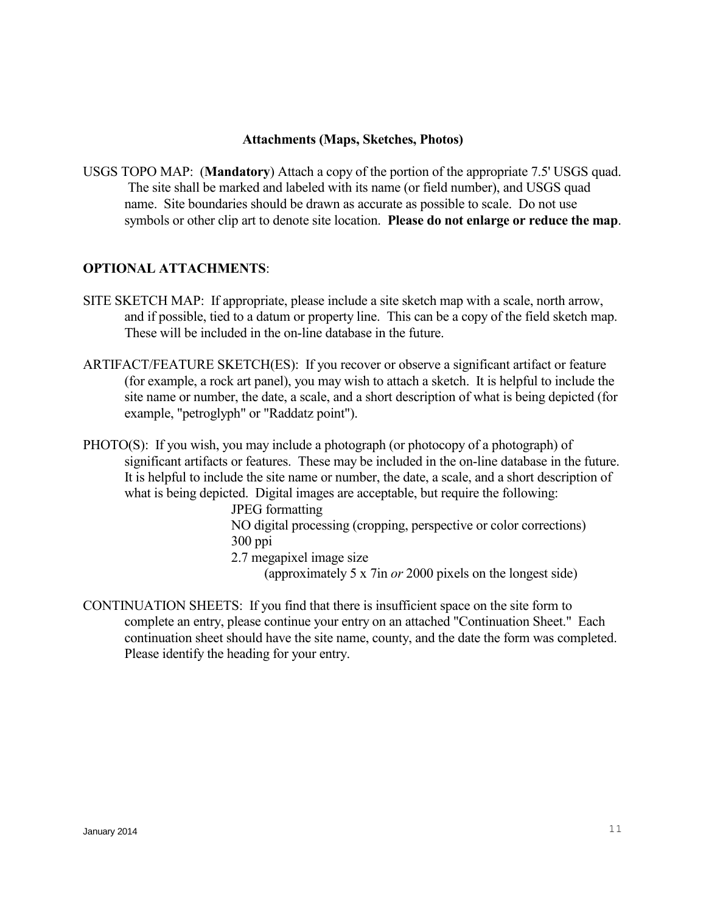## Attachments (Maps, Sketches, Photos)

USGS TOPO MAP: (**Mandatory**) Attach a copy of the portion of the appropriate 7.5' USGS quad. The site shall be marked and labeled with its name (or field number), and USGS quad name. Site boundaries should be drawn as accurate as possible to scale. Do not use symbols or other clip art to denote site location. **Please do not enlarge or reduce the map**.

**OPTIONAL ATTACHMENTS**:

SITE SKETCH MAP: If appropriate, please include a site sketch map with a scale, north arrow, and if possible, tied to a datum or property line. This can be a copy of the field sketch map. These will be included in the on-line database in the future.

ARTIFACT/FEATURE SKETCH(ES): If you recover or observe a significant artifact or feature (for example, a rock art panel), you may wish to attach a sketch. It is helpful to include the site name or number, the date, a scale, and a short description of what is being depicted (for example, "petroglyph" or "Raddatz point").

PHOTO(S): If you wish, you may include a photograph (or photocopy of a photograph) of significant artifacts or features. These may be included in the on-line database in the future. It is helpful to include the site name or number, the date, a scale, and a short description of what is being depicted. Digital images are acceptable, but require the following:

- JPEG formatting
- NO digital processing (cropping, perspective or color corrections)
- 300 ppi
- 2.7 megapixel image size
  - (approximately 5 x 7in *or* 2000 pixels on the longest side)

CONTINUATION SHEETS: If you find that there is insufficient space on the site form to complete an entry, please continue your entry on an attached "Continuation Sheet." Each continuation sheet should have the site name, county, and the date the form was completed. Please identify the heading for your entry.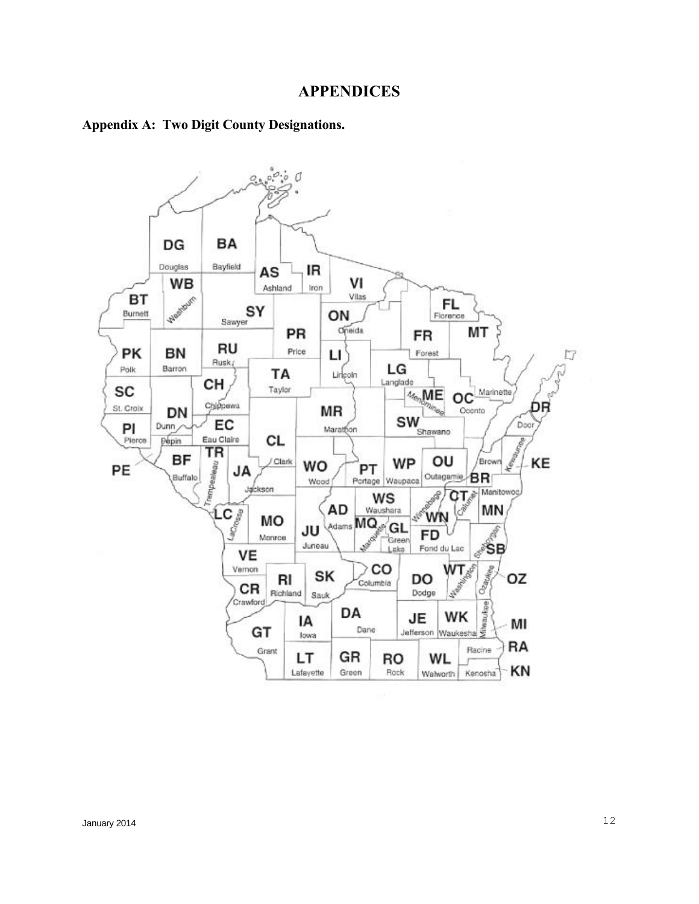# APPENDICES

## Appendix A: Two Digit County Designations.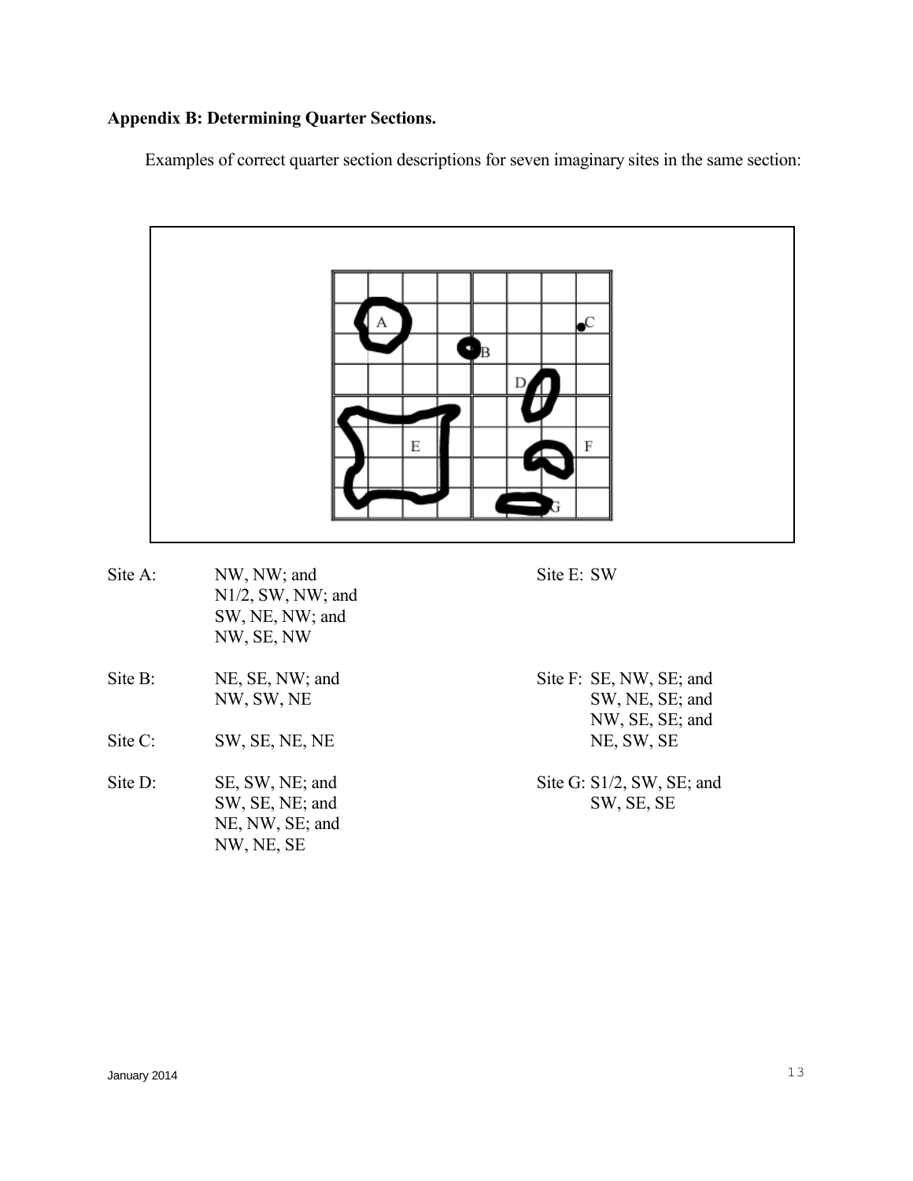**Appendix B: Determining Quarter Sections.**

Examples of correct quarter section descriptions for seven imaginary sites in the same section:

Site A: NW, NW; and
N1/2, SW, NW; and
SW, NE, NW; and
NW, SE, NW

Site B: NE, SE, NW; and
NW, SW, NE

Site C: SW, SE, NE, NE

Site D: SE, SW, NE; and
SW, SE, NE; and
NE, NW, SE; and
NW, NE, SE

Site E: SW

Site F: SE, NW, SE; and
SW, NE, SE; and
NW, SE, SE; and
NE, SW, SE

Site G: S1/2, SW, SE; and
SW, SE, SE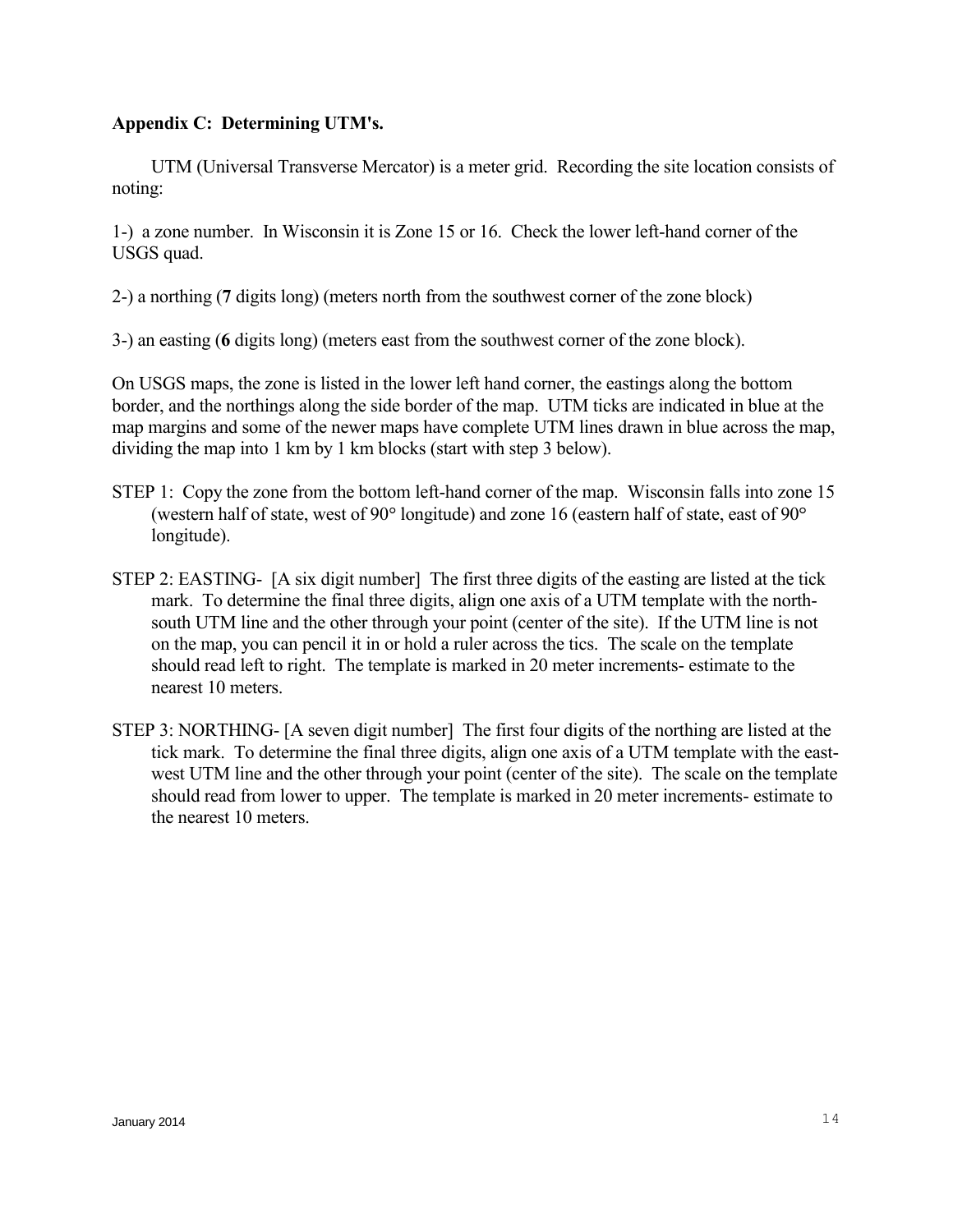**Appendix C: Determining UTM's.**

UTM (Universal Transverse Mercator) is a meter grid. Recording the site location consists of noting:

1-) a zone number. In Wisconsin it is Zone 15 or 16. Check the lower left-hand corner of the USGS quad.

2-) a northing (**7** digits long) (meters north from the southwest corner of the zone block)

3-) an easting (**6** digits long) (meters east from the southwest corner of the zone block).

On USGS maps, the zone is listed in the lower left hand corner, the eastings along the bottom border, and the northings along the side border of the map. UTM ticks are indicated in blue at the map margins and some of the newer maps have complete UTM lines drawn in blue across the map, dividing the map into 1 km by 1 km blocks (start with step 3 below).

STEP 1: Copy the zone from the bottom left-hand corner of the map. Wisconsin falls into zone 15 (western half of state, west of 90° longitude) and zone 16 (eastern half of state, east of 90° longitude).

STEP 2: EASTING- [A six digit number] The first three digits of the easting are listed at the tick mark. To determine the final three digits, align one axis of a UTM template with the north-south UTM line and the other through your point (center of the site). If the UTM line is not on the map, you can pencil it in or hold a ruler across the tics. The scale on the template should read left to right. The template is marked in 20 meter increments- estimate to the nearest 10 meters.

STEP 3: NORTHING- [A seven digit number] The first four digits of the northing are listed at the tick mark. To determine the final three digits, align one axis of a UTM template with the east-west UTM line and the other through your point (center of the site). The scale on the template should read from lower to upper. The template is marked in 20 meter increments- estimate to the nearest 10 meters.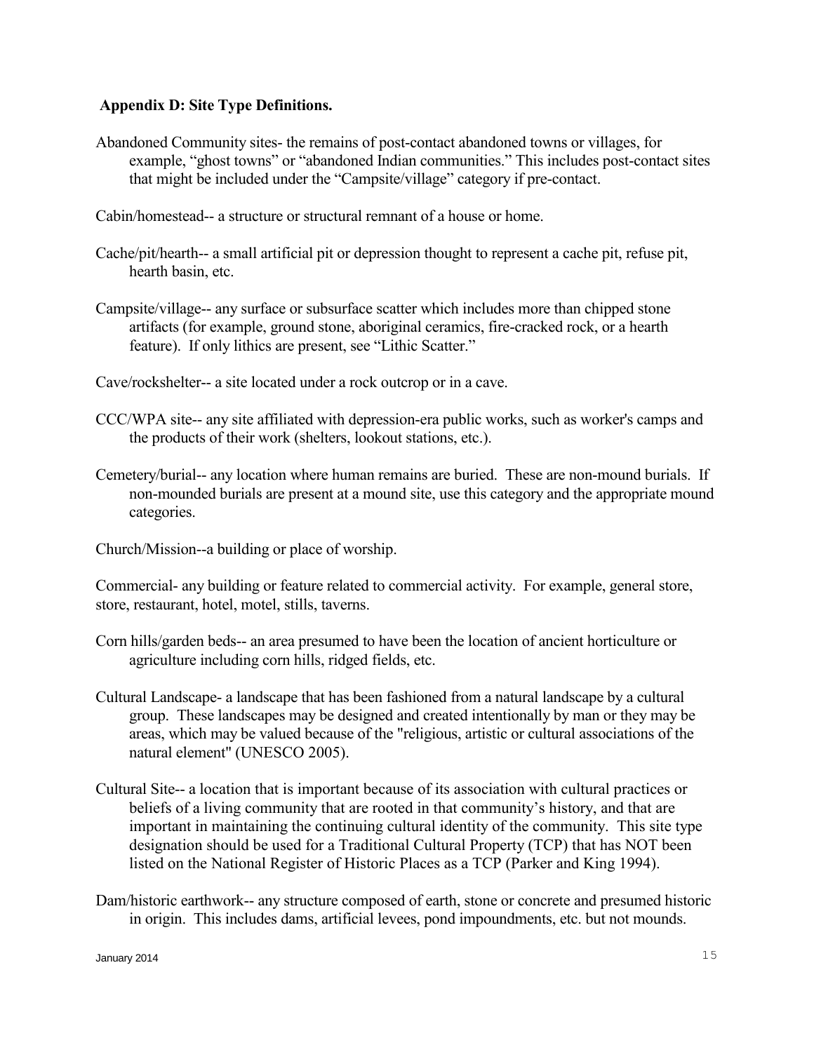## Appendix D: Site Type Definitions.

Abandoned Community sites- the remains of post-contact abandoned towns or villages, for example, "ghost towns" or "abandoned Indian communities." This includes post-contact sites that might be included under the "Campsite/village" category if pre-contact.

Cabin/homestead-- a structure or structural remnant of a house or home.

Cache/pit/hearth-- a small artificial pit or depression thought to represent a cache pit, refuse pit, hearth basin, etc.

Campsite/village-- any surface or subsurface scatter which includes more than chipped stone artifacts (for example, ground stone, aboriginal ceramics, fire-cracked rock, or a hearth feature). If only lithics are present, see "Lithic Scatter."

Cave/rockshelter-- a site located under a rock outcrop or in a cave.

CCC/WPA site-- any site affiliated with depression-era public works, such as worker's camps and the products of their work (shelters, lookout stations, etc.).

Cemetery/burial-- any location where human remains are buried. These are non-mound burials. If non-mounded burials are present at a mound site, use this category and the appropriate mound categories.

Church/Mission--a building or place of worship.

Commercial- any building or feature related to commercial activity. For example, general store, store, restaurant, hotel, motel, stills, taverns.

Corn hills/garden beds-- an area presumed to have been the location of ancient horticulture or agriculture including corn hills, ridged fields, etc.

Cultural Landscape- a landscape that has been fashioned from a natural landscape by a cultural group. These landscapes may be designed and created intentionally by man or they may be areas, which may be valued because of the "religious, artistic or cultural associations of the natural element" (UNESCO 2005).

Cultural Site-- a location that is important because of its association with cultural practices or beliefs of a living community that are rooted in that community's history, and that are important in maintaining the continuing cultural identity of the community. This site type designation should be used for a Traditional Cultural Property (TCP) that has NOT been listed on the National Register of Historic Places as a TCP (Parker and King 1994).

Dam/historic earthwork-- any structure composed of earth, stone or concrete and presumed historic in origin. This includes dams, artificial levees, pond impoundments, etc. but not mounds.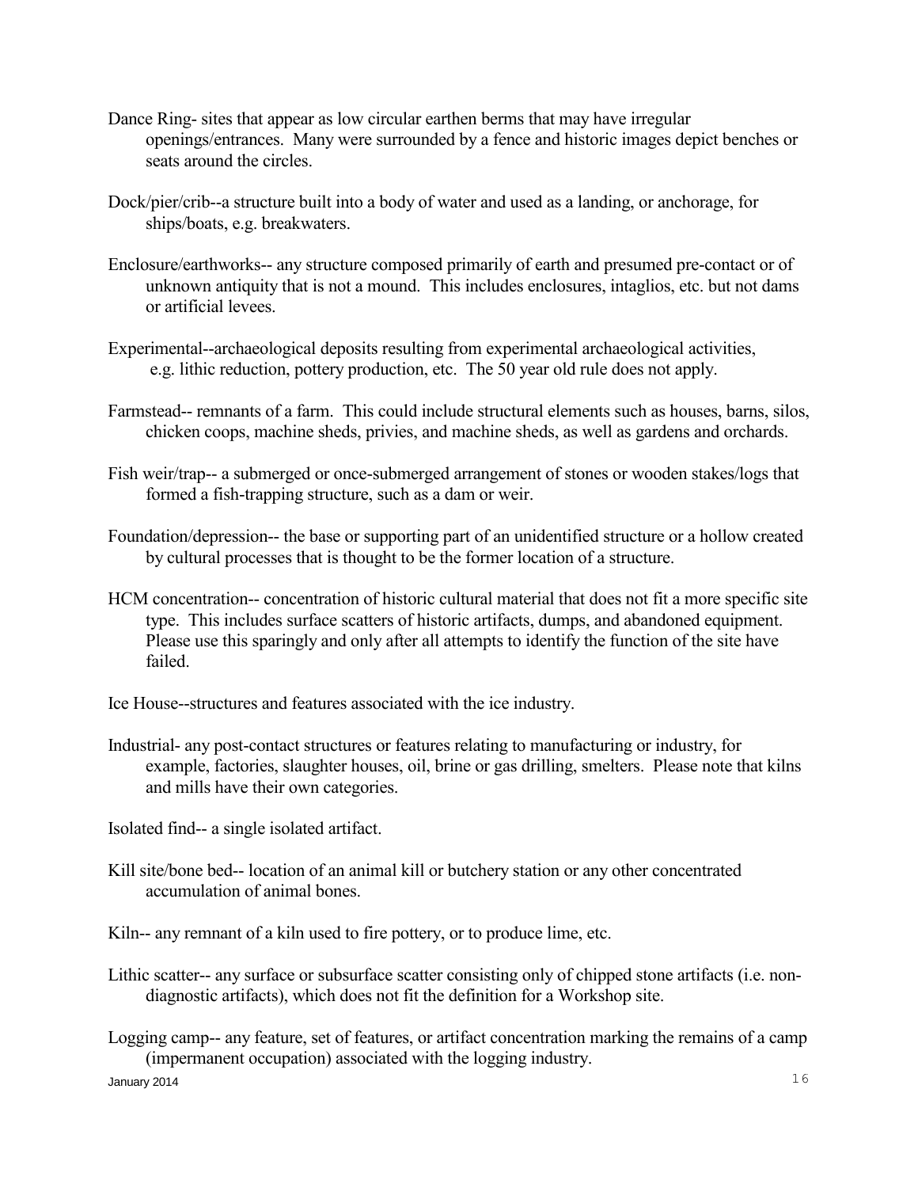Dance Ring- sites that appear as low circular earthen berms that may have irregular openings/entrances. Many were surrounded by a fence and historic images depict benches or seats around the circles.

Dock/pier/crib--a structure built into a body of water and used as a landing, or anchorage, for ships/boats, e.g. breakwaters.

Enclosure/earthworks-- any structure composed primarily of earth and presumed pre-contact or of unknown antiquity that is not a mound. This includes enclosures, intaglios, etc. but not dams or artificial levees.

Experimental--archaeological deposits resulting from experimental archaeological activities, e.g. lithic reduction, pottery production, etc. The 50 year old rule does not apply.

Farmstead-- remnants of a farm. This could include structural elements such as houses, barns, silos, chicken coops, machine sheds, privies, and machine sheds, as well as gardens and orchards.

Fish weir/trap-- a submerged or once-submerged arrangement of stones or wooden stakes/logs that formed a fish-trapping structure, such as a dam or weir.

Foundation/depression-- the base or supporting part of an unidentified structure or a hollow created by cultural processes that is thought to be the former location of a structure.

HCM concentration-- concentration of historic cultural material that does not fit a more specific site type. This includes surface scatters of historic artifacts, dumps, and abandoned equipment. Please use this sparingly and only after all attempts to identify the function of the site have failed.

Ice House--structures and features associated with the ice industry.

Industrial- any post-contact structures or features relating to manufacturing or industry, for example, factories, slaughter houses, oil, brine or gas drilling, smelters. Please note that kilns and mills have their own categories.

Isolated find-- a single isolated artifact.

Kill site/bone bed-- location of an animal kill or butchery station or any other concentrated accumulation of animal bones.

Kiln-- any remnant of a kiln used to fire pottery, or to produce lime, etc.

Lithic scatter-- any surface or subsurface scatter consisting only of chipped stone artifacts (i.e. non-diagnostic artifacts), which does not fit the definition for a Workshop site.

Logging camp-- any feature, set of features, or artifact concentration marking the remains of a camp (impermanent occupation) associated with the logging industry.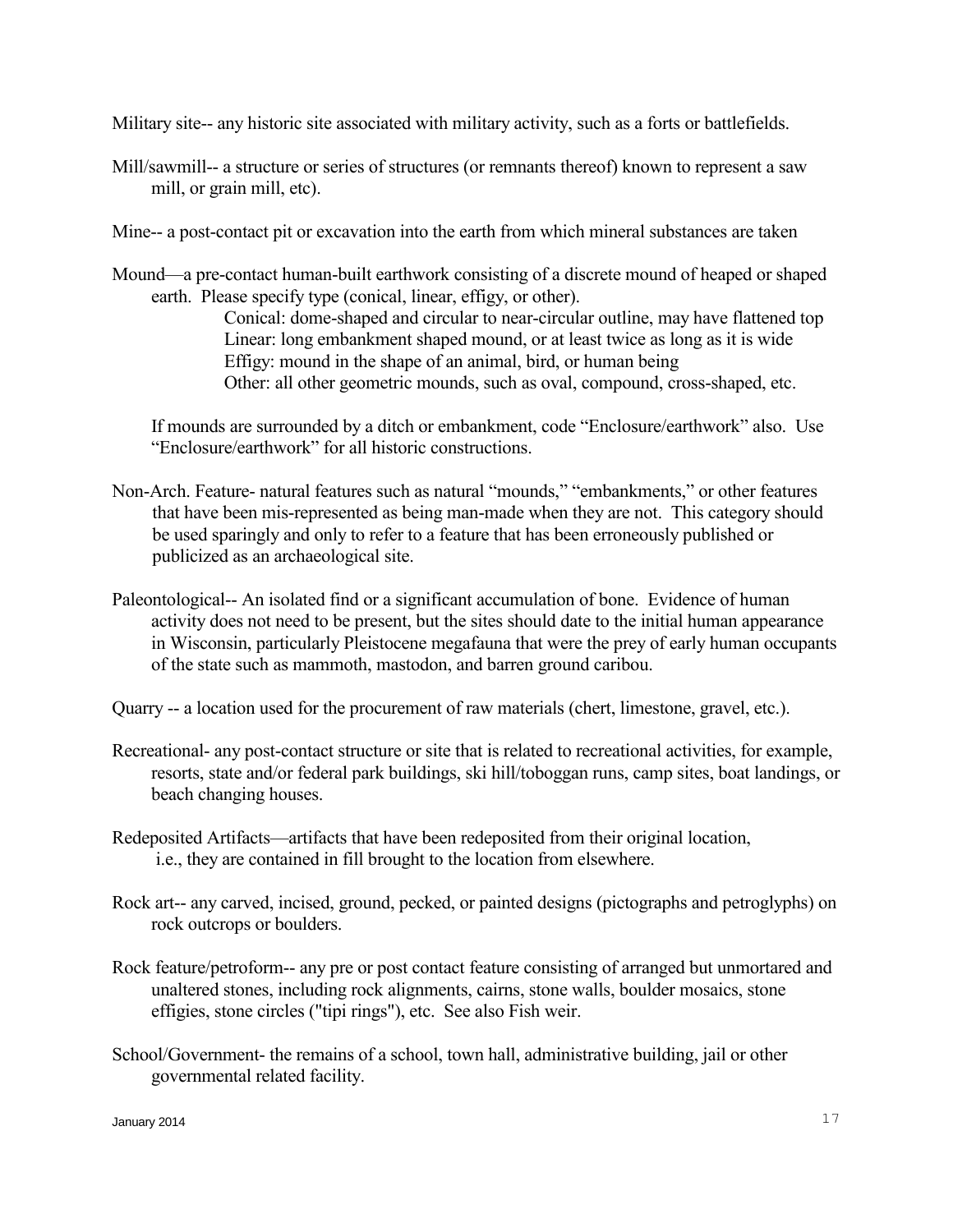Military site-- any historic site associated with military activity, such as a forts or battlefields.

Mill/sawmill-- a structure or series of structures (or remnants thereof) known to represent a saw mill, or grain mill, etc).

Mine-- a post-contact pit or excavation into the earth from which mineral substances are taken

Mound—a pre-contact human-built earthwork consisting of a discrete mound of heaped or shaped earth. Please specify type (conical, linear, effigy, or other).

> Conical: dome-shaped and circular to near-circular outline, may have flattened top
> Linear: long embankment shaped mound, or at least twice as long as it is wide
> Effigy: mound in the shape of an animal, bird, or human being
> Other: all other geometric mounds, such as oval, compound, cross-shaped, etc.

If mounds are surrounded by a ditch or embankment, code "Enclosure/earthwork" also. Use "Enclosure/earthwork" for all historic constructions.

Non-Arch. Feature- natural features such as natural "mounds," "embankments," or other features that have been mis-represented as being man-made when they are not. This category should be used sparingly and only to refer to a feature that has been erroneously published or publicized as an archaeological site.

Paleontological-- An isolated find or a significant accumulation of bone. Evidence of human activity does not need to be present, but the sites should date to the initial human appearance in Wisconsin, particularly Pleistocene megafauna that were the prey of early human occupants of the state such as mammoth, mastodon, and barren ground caribou.

Quarry -- a location used for the procurement of raw materials (chert, limestone, gravel, etc.).

Recreational- any post-contact structure or site that is related to recreational activities, for example, resorts, state and/or federal park buildings, ski hill/toboggan runs, camp sites, boat landings, or beach changing houses.

Redeposited Artifacts—artifacts that have been redeposited from their original location, i.e., they are contained in fill brought to the location from elsewhere.

Rock art-- any carved, incised, ground, pecked, or painted designs (pictographs and petroglyphs) on rock outcrops or boulders.

Rock feature/petroform-- any pre or post contact feature consisting of arranged but unmortared and unaltered stones, including rock alignments, cairns, stone walls, boulder mosaics, stone effigies, stone circles ("tipi rings"), etc. See also Fish weir.

School/Government- the remains of a school, town hall, administrative building, jail or other governmental related facility.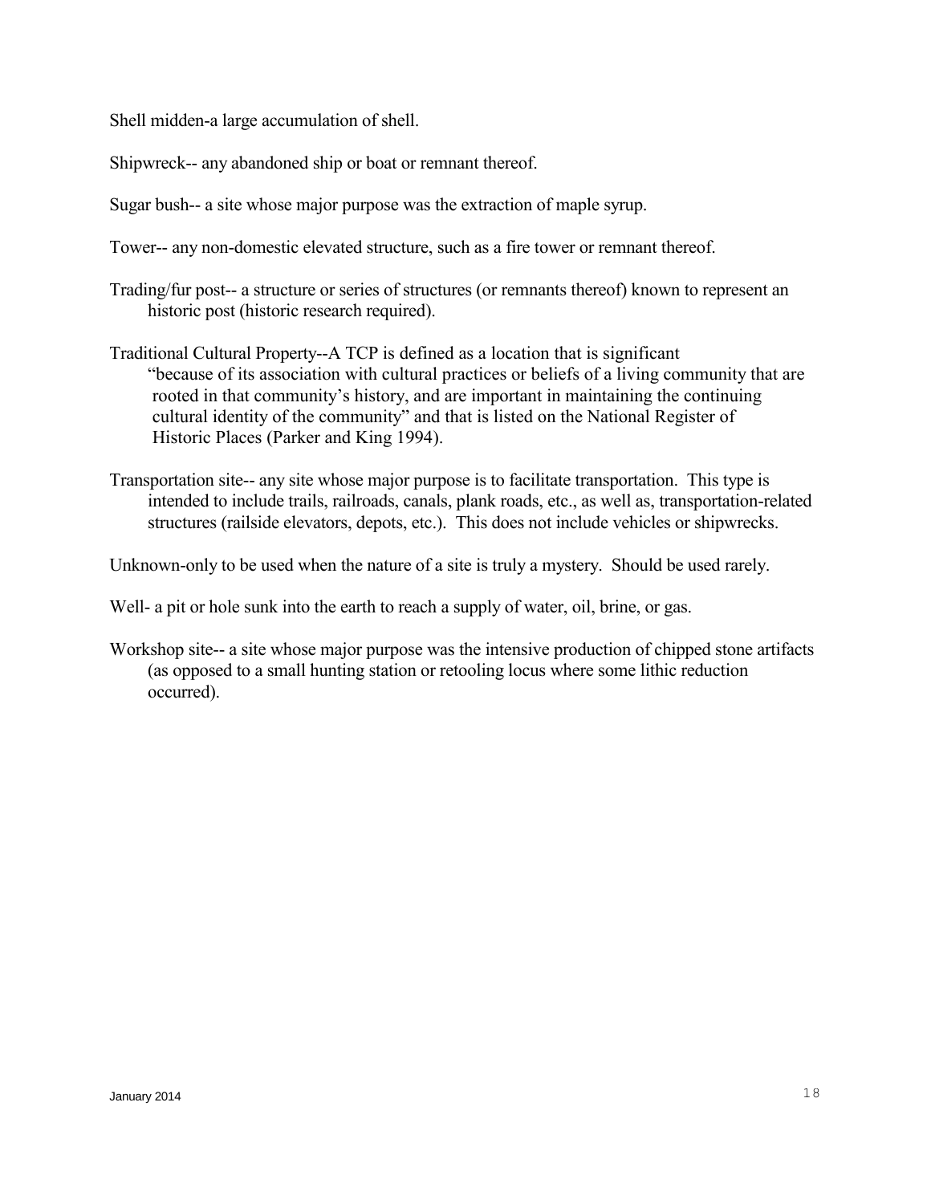Shell midden-a large accumulation of shell.

Shipwreck-- any abandoned ship or boat or remnant thereof.

Sugar bush-- a site whose major purpose was the extraction of maple syrup.

Tower-- any non-domestic elevated structure, such as a fire tower or remnant thereof.

Trading/fur post-- a structure or series of structures (or remnants thereof) known to represent an historic post (historic research required).

Traditional Cultural Property--A TCP is defined as a location that is significant "because of its association with cultural practices or beliefs of a living community that are rooted in that community's history, and are important in maintaining the continuing cultural identity of the community" and that is listed on the National Register of Historic Places (Parker and King 1994).

Transportation site-- any site whose major purpose is to facilitate transportation. This type is intended to include trails, railroads, canals, plank roads, etc., as well as, transportation-related structures (railside elevators, depots, etc.). This does not include vehicles or shipwrecks.

Unknown-only to be used when the nature of a site is truly a mystery. Should be used rarely.

Well- a pit or hole sunk into the earth to reach a supply of water, oil, brine, or gas.

Workshop site-- a site whose major purpose was the intensive production of chipped stone artifacts (as opposed to a small hunting station or retooling locus where some lithic reduction occurred).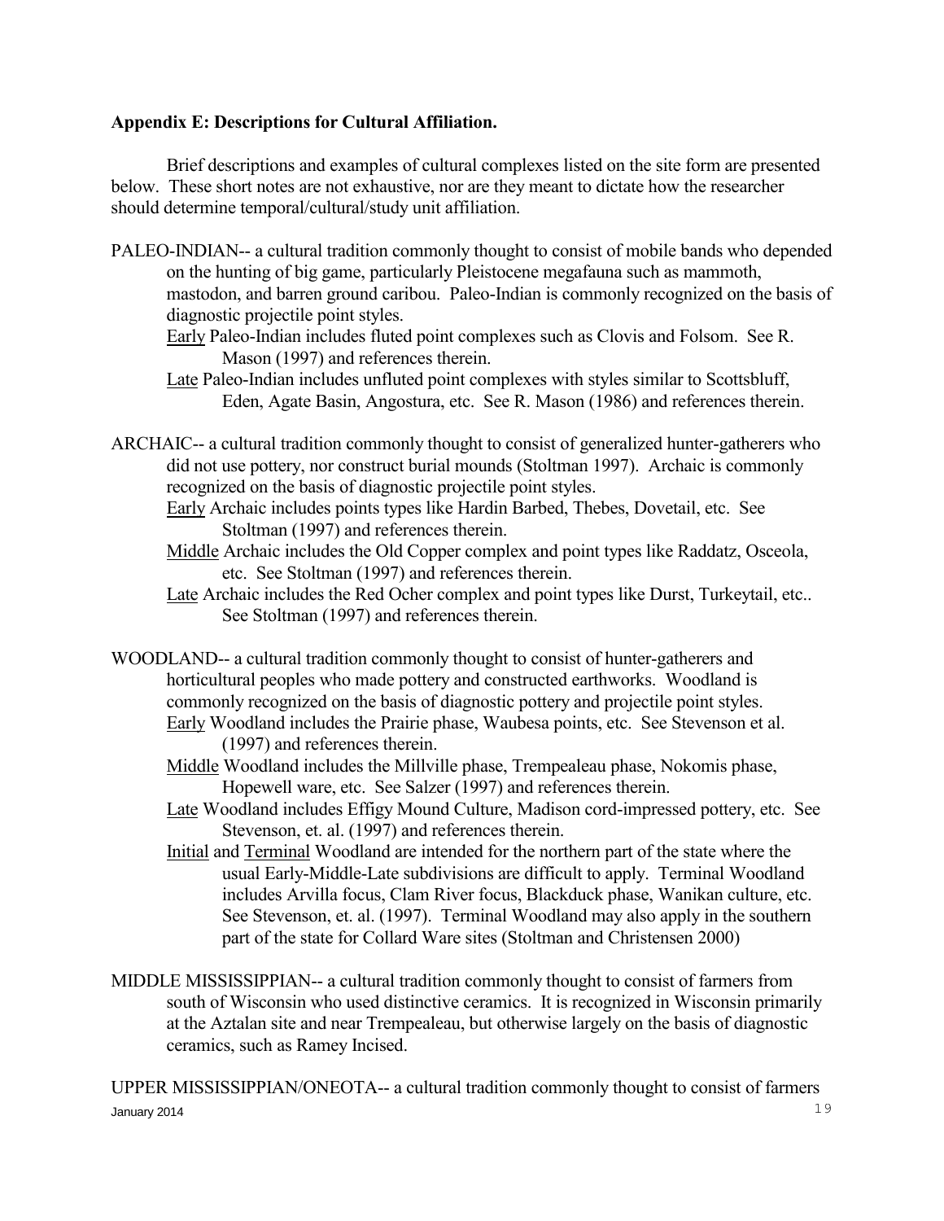**Appendix E: Descriptions for Cultural Affiliation.**

Brief descriptions and examples of cultural complexes listed on the site form are presented below. These short notes are not exhaustive, nor are they meant to dictate how the researcher should determine temporal/cultural/study unit affiliation.

PALEO-INDIAN-- a cultural tradition commonly thought to consist of mobile bands who depended on the hunting of big game, particularly Pleistocene megafauna such as mammoth, mastodon, and barren ground caribou. Paleo-Indian is commonly recognized on the basis of diagnostic projectile point styles.

- <u>Early</u> Paleo-Indian includes fluted point complexes such as Clovis and Folsom. See R. Mason (1997) and references therein.
- <u>Late</u> Paleo-Indian includes unfluted point complexes with styles similar to Scottsbluff, Eden, Agate Basin, Angostura, etc. See R. Mason (1986) and references therein.

ARCHAIC-- a cultural tradition commonly thought to consist of generalized hunter-gatherers who did not use pottery, nor construct burial mounds (Stoltman 1997). Archaic is commonly recognized on the basis of diagnostic projectile point styles.

- <u>Early</u> Archaic includes points types like Hardin Barbed, Thebes, Dovetail, etc. See Stoltman (1997) and references therein.
- <u>Middle</u> Archaic includes the Old Copper complex and point types like Raddatz, Osceola, etc. See Stoltman (1997) and references therein.
- <u>Late</u> Archaic includes the Red Ocher complex and point types like Durst, Turkeytail, etc.. See Stoltman (1997) and references therein.

WOODLAND-- a cultural tradition commonly thought to consist of hunter-gatherers and horticultural peoples who made pottery and constructed earthworks. Woodland is commonly recognized on the basis of diagnostic pottery and projectile point styles.

- <u>Early</u> Woodland includes the Prairie phase, Waubesa points, etc. See Stevenson et al. (1997) and references therein.
- <u>Middle</u> Woodland includes the Millville phase, Trempealeau phase, Nokomis phase, Hopewell ware, etc. See Salzer (1997) and references therein.
- <u>Late</u> Woodland includes Effigy Mound Culture, Madison cord-impressed pottery, etc. See Stevenson, et. al. (1997) and references therein.
- <u>Initial</u> and <u>Terminal</u> Woodland are intended for the northern part of the state where the usual Early-Middle-Late subdivisions are difficult to apply. Terminal Woodland includes Arvilla focus, Clam River focus, Blackduck phase, Wanikan culture, etc. See Stevenson, et. al. (1997). Terminal Woodland may also apply in the southern part of the state for Collard Ware sites (Stoltman and Christensen 2000)

MIDDLE MISSISSIPPIAN-- a cultural tradition commonly thought to consist of farmers from south of Wisconsin who used distinctive ceramics. It is recognized in Wisconsin primarily at the Aztalan site and near Trempealeau, but otherwise largely on the basis of diagnostic ceramics, such as Ramey Incised.

UPPER MISSISSIPPIAN/ONEOTA-- a cultural tradition commonly thought to consist of farmers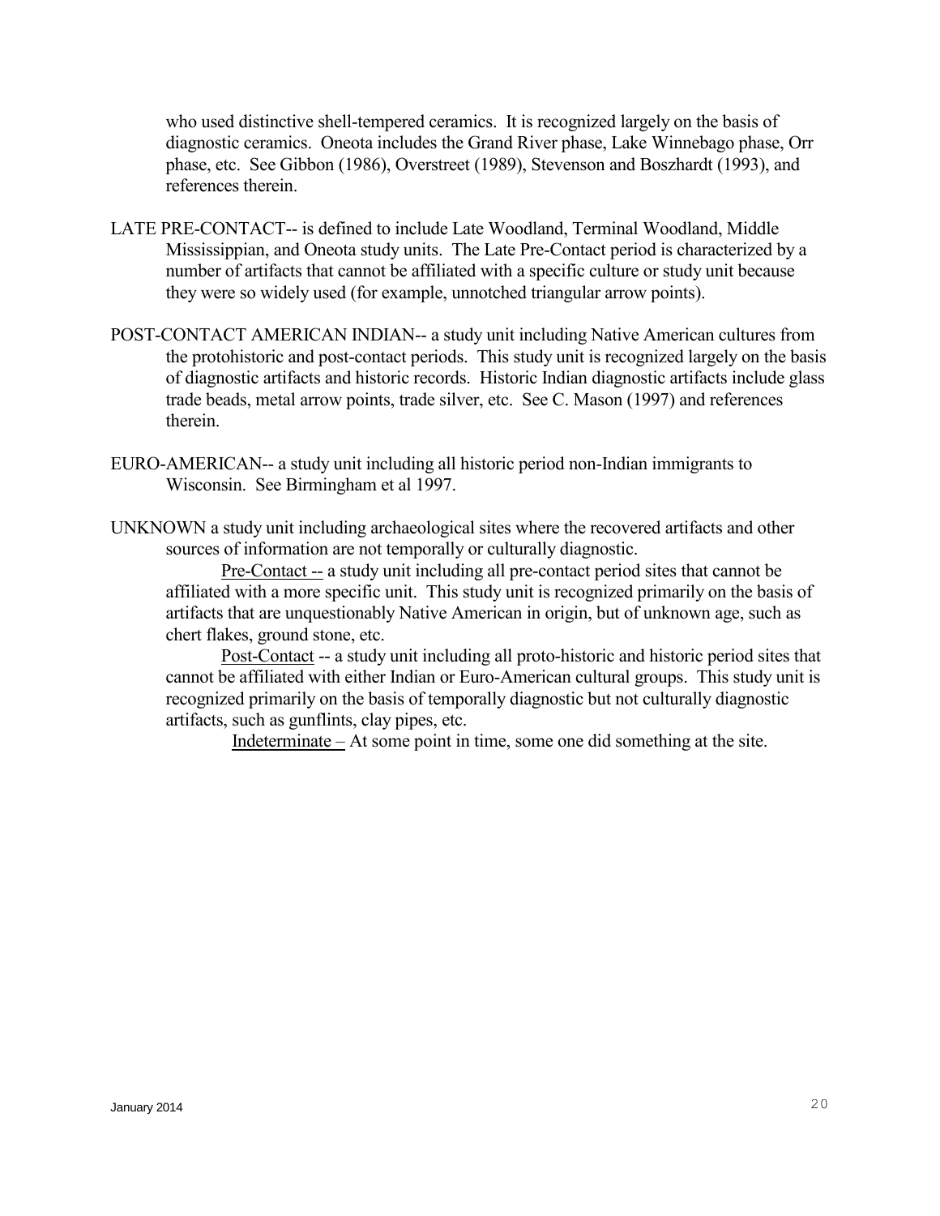who used distinctive shell-tempered ceramics. It is recognized largely on the basis of diagnostic ceramics. Oneota includes the Grand River phase, Lake Winnebago phase, Orr phase, etc. See Gibbon (1986), Overstreet (1989), Stevenson and Boszhardt (1993), and references therein.

LATE PRE-CONTACT-- is defined to include Late Woodland, Terminal Woodland, Middle Mississippian, and Oneota study units. The Late Pre-Contact period is characterized by a number of artifacts that cannot be affiliated with a specific culture or study unit because they were so widely used (for example, unnotched triangular arrow points).

POST-CONTACT AMERICAN INDIAN-- a study unit including Native American cultures from the protohistoric and post-contact periods. This study unit is recognized largely on the basis of diagnostic artifacts and historic records. Historic Indian diagnostic artifacts include glass trade beads, metal arrow points, trade silver, etc. See C. Mason (1997) and references therein.

EURO-AMERICAN-- a study unit including all historic period non-Indian immigrants to Wisconsin. See Birmingham et al 1997.

UNKNOWN a study unit including archaeological sites where the recovered artifacts and other sources of information are not temporally or culturally diagnostic.

Pre-Contact -- a study unit including all pre-contact period sites that cannot be affiliated with a more specific unit. This study unit is recognized primarily on the basis of artifacts that are unquestionably Native American in origin, but of unknown age, such as chert flakes, ground stone, etc.

Post-Contact -- a study unit including all proto-historic and historic period sites that cannot be affiliated with either Indian or Euro-American cultural groups. This study unit is recognized primarily on the basis of temporally diagnostic but not culturally diagnostic artifacts, such as gunflints, clay pipes, etc.

Indeterminate – At some point in time, some one did something at the site.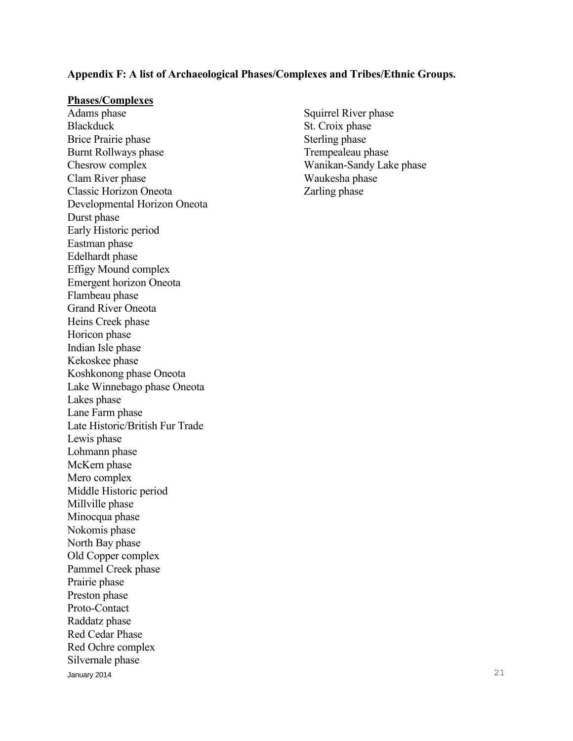**Appendix F: A list of Archaeological Phases/Complexes and Tribes/Ethnic Groups.**

**Phases/Complexes**

Adams phase
Blackduck
Brice Prairie phase
Burnt Rollways phase
Chesrow complex
Clam River phase
Classic Horizon Oneota
Developmental Horizon Oneota
Durst phase
Early Historic period
Eastman phase
Edelhardt phase
Effigy Mound complex
Emergent horizon Oneota
Flambeau phase
Grand River Oneota
Heins Creek phase
Horicon phase
Indian Isle phase
Kekoskee phase
Koshkonong phase Oneota
Lake Winnebago phase Oneota
Lakes phase
Lane Farm phase
Late Historic/British Fur Trade
Lewis phase
Lohmann phase
McKern phase
Mero complex
Middle Historic period
Millville phase
Minocqua phase
Nokomis phase
North Bay phase
Old Copper complex
Pammel Creek phase
Prairie phase
Preston phase
Proto-Contact
Raddatz phase
Red Cedar Phase
Red Ochre complex
Silvernale phase
Squirrel River phase
St. Croix phase
Sterling phase
Trempealeau phase
Wanikan-Sandy Lake phase
Waukesha phase
Zarling phase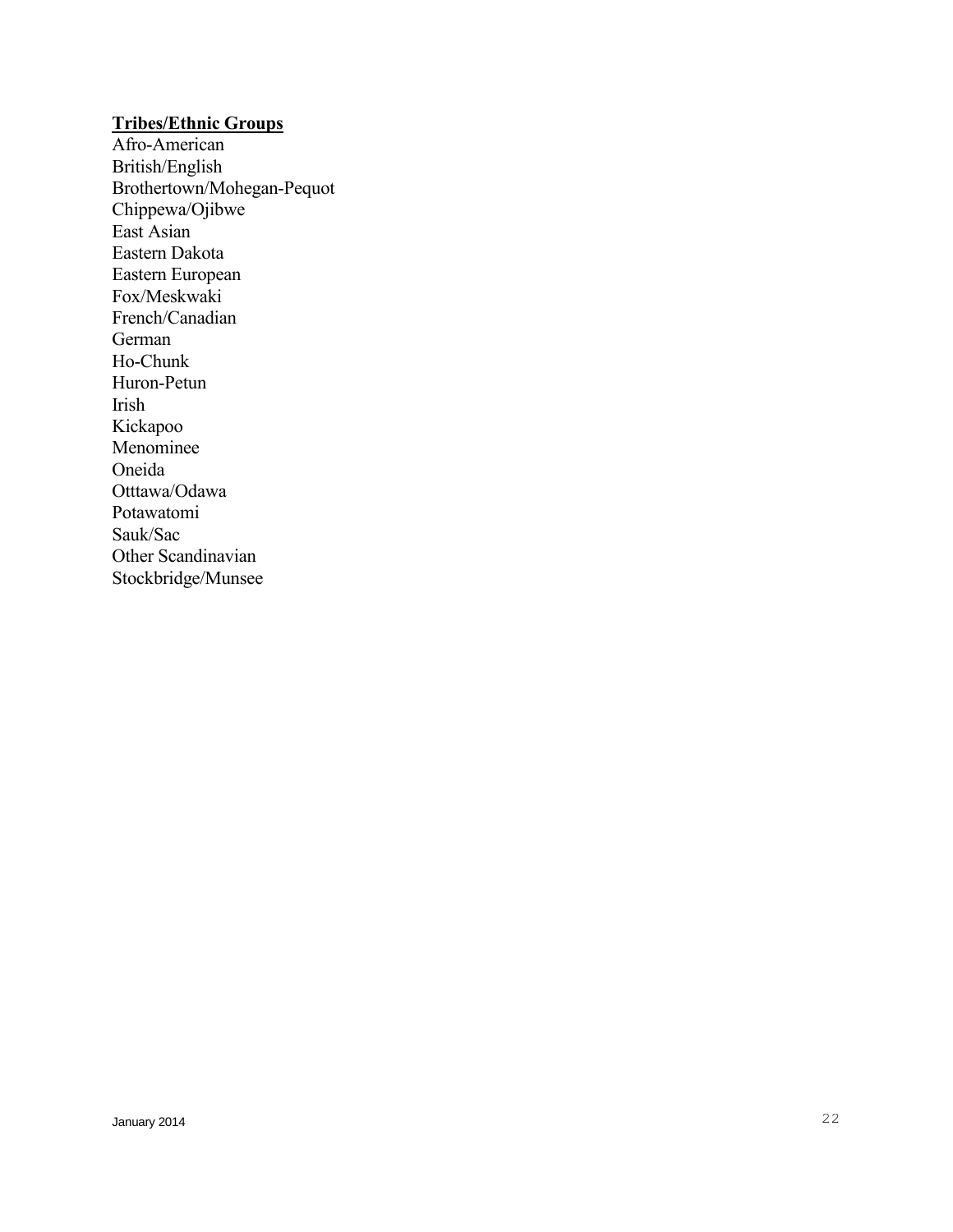**Tribes/Ethnic Groups**

Afro-American
British/English
Brothertown/Mohegan-Pequot
Chippewa/Ojibwe
East Asian
Eastern Dakota
Eastern European
Fox/Meskwaki
French/Canadian
German
Ho-Chunk
Huron-Petun
Irish
Kickapoo
Menominee
Oneida
Otttawa/Odawa
Potawatomi
Sauk/Sac
Other Scandinavian
Stockbridge/Munsee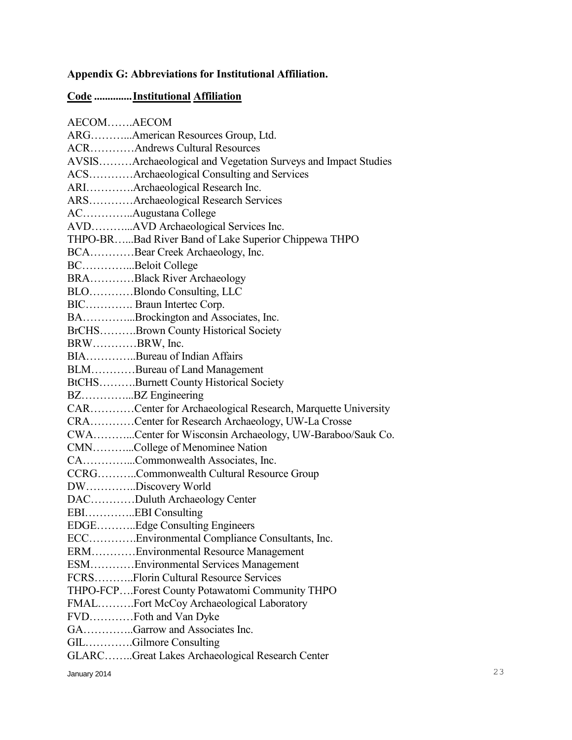**Appendix G: Abbreviations for Institutional Affiliation.**

**<u>Code</u> ..............<u>Institutional Affiliation</u>**

AECOM…….AECOM
ARG………...American Resources Group, Ltd.
ACR…………Andrews Cultural Resources
AVSIS………Archaeological and Vegetation Surveys and Impact Studies
ACS…………Archaeological Consulting and Services
ARI………….Archaeological Research Inc.
ARS…………Archaeological Research Services
AC…………..Augustana College
AVD………...AVD Archaeological Services Inc.
THPO-BR…...Bad River Band of Lake Superior Chippewa THPO
BCA…………Bear Creek Archaeology, Inc.
BC…………...Beloit College
BRA…………Black River Archaeology
BLO…………Blondo Consulting, LLC
BIC…………. Braun Intertec Corp.
BA…………...Brockington and Associates, Inc.
BrCHS……….Brown County Historical Society
BRW…………BRW, Inc.
BIA…………..Bureau of Indian Affairs
BLM…………Bureau of Land Management
BtCHS……….Burnett County Historical Society
BZ…………...BZ Engineering
CAR…………Center for Archaeological Research, Marquette University
CRA…………Center for Research Archaeology, UW-La Crosse
CWA………...Center for Wisconsin Archaeology, UW-Baraboo/Sauk Co.
CMN………...College of Menominee Nation
CA…………...Commonwealth Associates, Inc.
CCRG………..Commonwealth Cultural Resource Group
DW…………..Discovery World
DAC…………Duluth Archaeology Center
EBI…………..EBI Consulting
EDGE………..Edge Consulting Engineers
ECC………….Environmental Compliance Consultants, Inc.
ERM…………Environmental Resource Management
ESM…………Environmental Services Management
FCRS………..Florin Cultural Resource Services
THPO-FCP….Forest County Potawatomi Community THPO
FMAL……….Fort McCoy Archaeological Laboratory
FVD…………Foth and Van Dyke
GA…………..Garrow and Associates Inc.
GIL………….Gilmore Consulting
GLARC……..Great Lakes Archaeological Research Center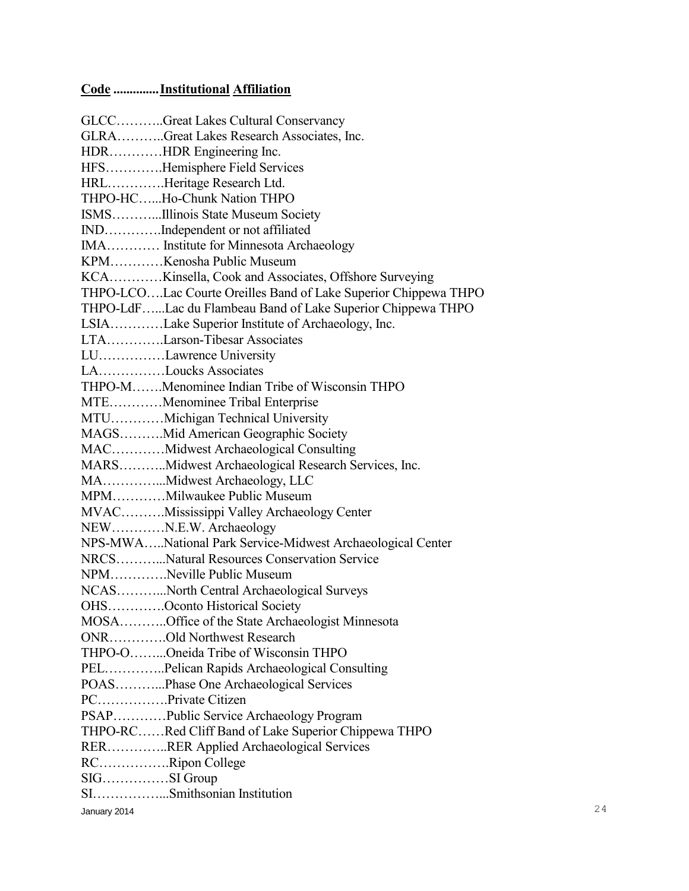**<u>Code</u> ..............<u>Institutional</u> <u>Affiliation</u>**

GLCC………..Great Lakes Cultural Conservancy
GLRA………..Great Lakes Research Associates, Inc.
HDR…………HDR Engineering Inc.
HFS………….Hemisphere Field Services
HRL………….Heritage Research Ltd.
THPO-HC…...Ho-Chunk Nation THPO
ISMS………...Illinois State Museum Society
IND………….Independent or not affiliated
IMA………… Institute for Minnesota Archaeology
KPM…………Kenosha Public Museum
KCA…………Kinsella, Cook and Associates, Offshore Surveying
THPO-LCO….Lac Courte Oreilles Band of Lake Superior Chippewa THPO
THPO-LdF…...Lac du Flambeau Band of Lake Superior Chippewa THPO
LSIA…………Lake Superior Institute of Archaeology, Inc.
LTA………….Larson-Tibesar Associates
LU……………Lawrence University
LA……………Loucks Associates
THPO-M…….Menominee Indian Tribe of Wisconsin THPO
MTE…………Menominee Tribal Enterprise
MTU…………Michigan Technical University
MAGS……….Mid American Geographic Society
MAC…………Midwest Archaeological Consulting
MARS………..Midwest Archaeological Research Services, Inc.
MA…………...Midwest Archaeology, LLC
MPM…………Milwaukee Public Museum
MVAC……….Mississippi Valley Archaeology Center
NEW…………N.E.W. Archaeology
NPS-MWA…..National Park Service-Midwest Archaeological Center
NRCS………...Natural Resources Conservation Service
NPM………….Neville Public Museum
NCAS………...North Central Archaeological Surveys
OHS………….Oconto Historical Society
MOSA………..Office of the State Archaeologist Minnesota
ONR………….Old Northwest Research
THPO-O……...Oneida Tribe of Wisconsin THPO
PEL…………..Pelican Rapids Archaeological Consulting
POAS………...Phase One Archaeological Services
PC…………….Private Citizen
PSAP…………Public Service Archaeology Program
THPO-RC……Red Cliff Band of Lake Superior Chippewa THPO
RER…………..RER Applied Archaeological Services
RC…………….Ripon College
SIG……………SI Group
SI……………...Smithsonian Institution

January 2014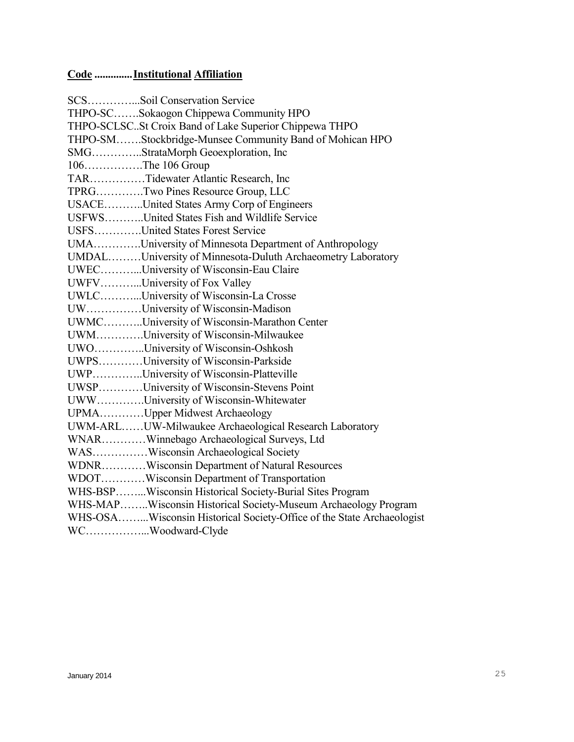**Code ..............Institutional Affiliation**

SCS…………...Soil Conservation Service
THPO-SC…….Sokaogon Chippewa Community HPO
THPO-SCLSC..St Croix Band of Lake Superior Chippewa THPO
THPO-SM…….Stockbridge-Munsee Community Band of Mohican HPO
SMG…………..StrataMorph Geoexploration, Inc
106…………….The 106 Group
TAR……………Tidewater Atlantic Research, Inc
TPRG………….Two Pines Resource Group, LLC
USACE………..United States Army Corp of Engineers
USFWS………..United States Fish and Wildlife Service
USFS………….United States Forest Service
UMA………….University of Minnesota Department of Anthropology
UMDAL………University of Minnesota-Duluth Archaeometry Laboratory
UWEC………...University of Wisconsin-Eau Claire
UWFV………...University of Fox Valley
UWLC………...University of Wisconsin-La Crosse
UW……………University of Wisconsin-Madison
UWMC………..University of Wisconsin-Marathon Center
UWM………….University of Wisconsin-Milwaukee
UWO…………..University of Wisconsin-Oshkosh
UWPS…………University of Wisconsin-Parkside
UWP…………..University of Wisconsin-Platteville
UWSP…………University of Wisconsin-Stevens Point
UWW………….University of Wisconsin-Whitewater
UPMA…………Upper Midwest Archaeology
UWM-ARL……UW-Milwaukee Archaeological Research Laboratory
WNAR…………Winnebago Archaeological Surveys, Ltd
WAS……………Wisconsin Archaeological Society
WDNR…………Wisconsin Department of Natural Resources
WDOT…………Wisconsin Department of Transportation
WHS-BSP……...Wisconsin Historical Society-Burial Sites Program
WHS-MAP……..Wisconsin Historical Society-Museum Archaeology Program
WHS-OSA……...Wisconsin Historical Society-Office of the State Archaeologist
WC……………...Woodward-Clyde

January 2014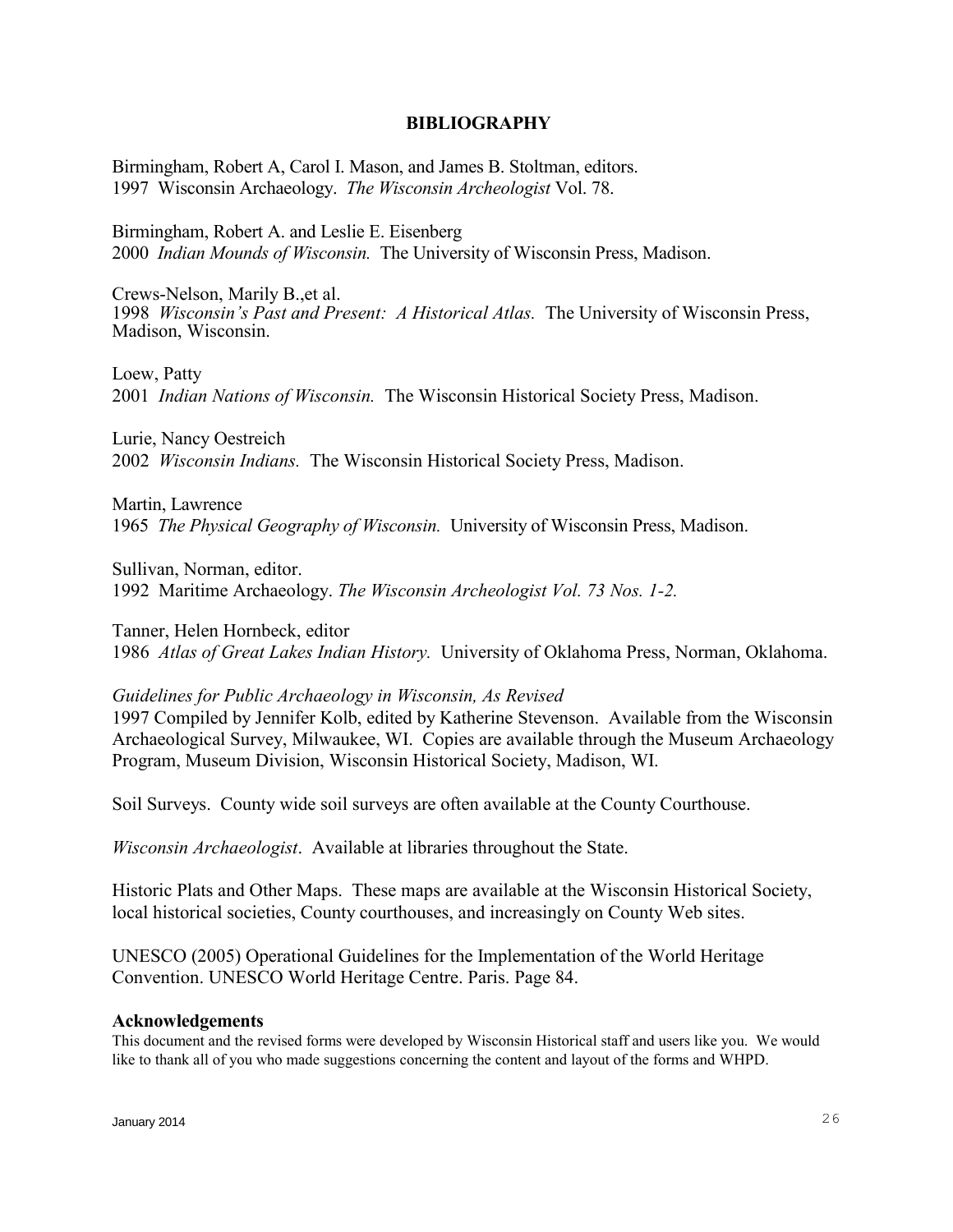## BIBLIOGRAPHY

Birmingham, Robert A, Carol I. Mason, and James B. Stoltman, editors.
1997 Wisconsin Archaeology. *The Wisconsin Archeologist* Vol. 78.

Birmingham, Robert A. and Leslie E. Eisenberg
2000 *Indian Mounds of Wisconsin.* The University of Wisconsin Press, Madison.

Crews-Nelson, Marily B.,et al.
1998 *Wisconsin's Past and Present: A Historical Atlas.* The University of Wisconsin Press, Madison, Wisconsin.

Loew, Patty
2001 *Indian Nations of Wisconsin.* The Wisconsin Historical Society Press, Madison.

Lurie, Nancy Oestreich
2002 *Wisconsin Indians.* The Wisconsin Historical Society Press, Madison.

Martin, Lawrence
1965 *The Physical Geography of Wisconsin.* University of Wisconsin Press, Madison.

Sullivan, Norman, editor.
1992 Maritime Archaeology. *The Wisconsin Archeologist Vol. 73 Nos. 1-2.*

Tanner, Helen Hornbeck, editor
1986 *Atlas of Great Lakes Indian History.* University of Oklahoma Press, Norman, Oklahoma.

*Guidelines for Public Archaeology in Wisconsin, As Revised*
1997 Compiled by Jennifer Kolb, edited by Katherine Stevenson. Available from the Wisconsin Archaeological Survey, Milwaukee, WI. Copies are available through the Museum Archaeology Program, Museum Division, Wisconsin Historical Society, Madison, WI.

Soil Surveys. County wide soil surveys are often available at the County Courthouse.

*Wisconsin Archaeologist*. Available at libraries throughout the State.

Historic Plats and Other Maps. These maps are available at the Wisconsin Historical Society, local historical societies, County courthouses, and increasingly on County Web sites.

UNESCO (2005) Operational Guidelines for the Implementation of the World Heritage Convention. UNESCO World Heritage Centre. Paris. Page 84.

### Acknowledgements

This document and the revised forms were developed by Wisconsin Historical staff and users like you. We would like to thank all of you who made suggestions concerning the content and layout of the forms and WHPD.

January 2014